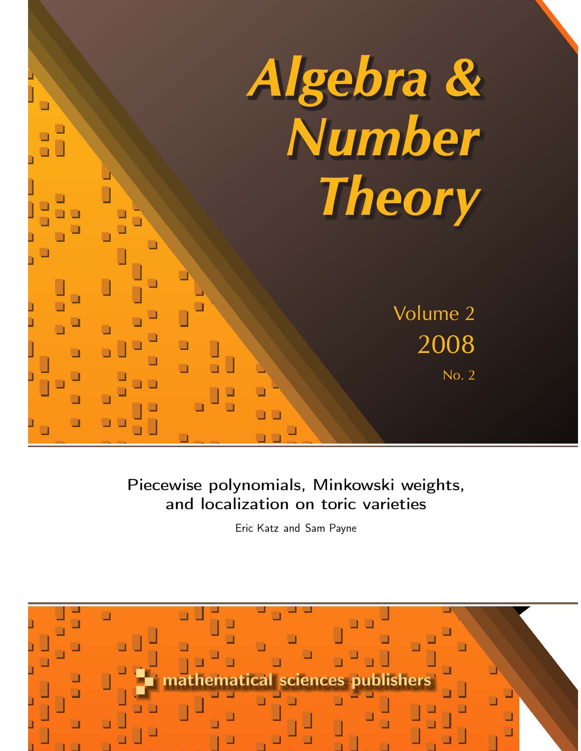# Algebra & Number Theory

Volume 2

2008

No. 2

## Piecewise polynomials, Minkowski weights, and localization on toric varieties

Eric Katz and Sam Payne

mathematical sciences publishers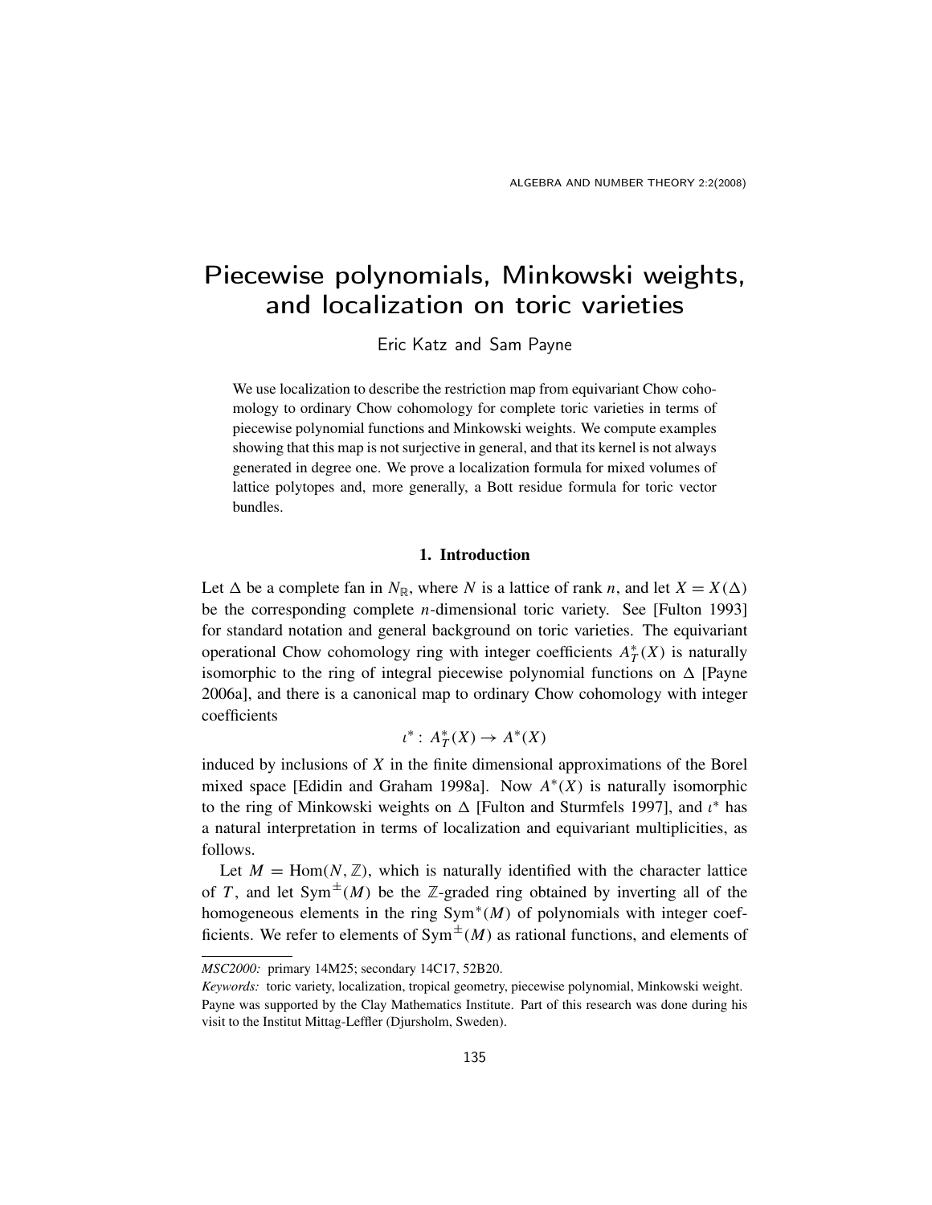# Piecewise polynomials, Minkowski weights, and localization on toric varieties

Eric Katz and Sam Payne

We use localization to describe the restriction map from equivariant Chow cohomology to ordinary Chow cohomology for complete toric varieties in terms of piecewise polynomial functions and Minkowski weights. We compute examples showing that this map is not surjective in general, and that its kernel is not always generated in degree one. We prove a localization formula for mixed volumes of lattice polytopes and, more generally, a Bott residue formula for toric vector bundles.

## 1. Introduction

Let $\Delta$ be a complete fan in $N_{\mathbb{R}}$, where $N$ is a lattice of rank $n$, and let $X = X(\Delta)$ be the corresponding complete $n$-dimensional toric variety. See [Fulton 1993] for standard notation and general background on toric varieties. The equivariant operational Chow cohomology ring with integer coefficients $A_T^*(X)$ is naturally isomorphic to the ring of integral piecewise polynomial functions on $\Delta$ [Payne 2006a], and there is a canonical map to ordinary Chow cohomology with integer coefficients

$$\iota^* : A_T^*(X) \to A^*(X)$$

induced by inclusions of $X$ in the finite dimensional approximations of the Borel mixed space [Edidin and Graham 1998a]. Now $A^*(X)$ is naturally isomorphic to the ring of Minkowski weights on $\Delta$ [Fulton and Sturmfels 1997], and $\iota^*$ has a natural interpretation in terms of localization and equivariant multiplicities, as follows.

Let $M = \operatorname{Hom}(N, \mathbb{Z})$, which is naturally identified with the character lattice of $T$, and let $\operatorname{Sym}^{\pm}(M)$ be the $\mathbb{Z}$-graded ring obtained by inverting all of the homogeneous elements in the ring $\operatorname{Sym}^*(M)$ of polynomials with integer coefficients. We refer to elements of $\operatorname{Sym}^{\pm}(M)$ as rational functions, and elements of

---

*MSC2000:* primary 14M25; secondary 14C17, 52B20.

*Keywords:* toric variety, localization, tropical geometry, piecewise polynomial, Minkowski weight.

Payne was supported by the Clay Mathematics Institute. Part of this research was done during his visit to the Institut Mittag-Leffler (Djursholm, Sweden).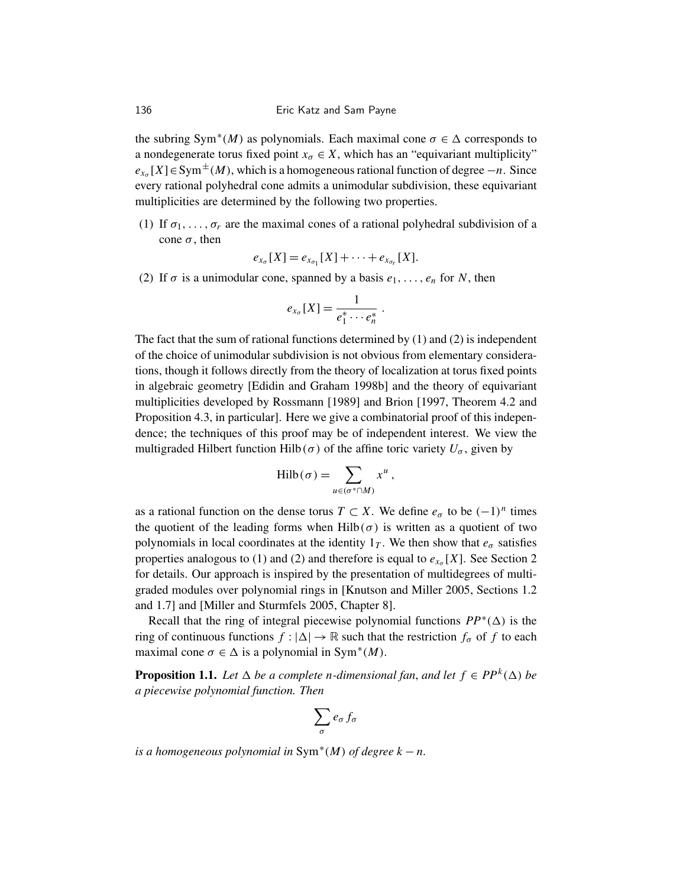the subring $\mathrm{Sym}^*(M)$ as polynomials. Each maximal cone $\sigma \in \Delta$ corresponds to a nondegenerate torus fixed point $x_\sigma \in X$, which has an "equivariant multiplicity" $e_{x_\sigma}[X] \in \mathrm{Sym}^{\pm}(M)$, which is a homogeneous rational function of degree $-n$. Since every rational polyhedral cone admits a unimodular subdivision, these equivariant multiplicities are determined by the following two properties.

(1) If $\sigma_1, \dots, \sigma_r$ are the maximal cones of a rational polyhedral subdivision of a cone $\sigma$, then

$$e_{x_\sigma}[X] = e_{x_{\sigma_1}}[X] + \cdots + e_{x_{\sigma_r}}[X].$$

(2) If $\sigma$ is a unimodular cone, spanned by a basis $e_1, \dots, e_n$ for $N$, then

$$e_{x_\sigma}[X] = \frac{1}{e_1^* \cdots e_n^*} \ .$$

The fact that the sum of rational functions determined by (1) and (2) is independent of the choice of unimodular subdivision is not obvious from elementary considerations, though it follows directly from the theory of localization at torus fixed points in algebraic geometry [Edidin and Graham 1998b] and the theory of equivariant multiplicities developed by Rossmann [1989] and Brion [1997, Theorem 4.2 and Proposition 4.3, in particular]. Here we give a combinatorial proof of this independence; the techniques of this proof may be of independent interest. We view the multigraded Hilbert function $\mathrm{Hilb}(\sigma)$ of the affine toric variety $U_\sigma$, given by

$$\mathrm{Hilb}(\sigma) = \sum_{u \in (\sigma^* \cap M)} x^u \,,$$

as a rational function on the dense torus $T \subset X$. We define $e_\sigma$ to be $(-1)^n$ times the quotient of the leading forms when $\mathrm{Hilb}(\sigma)$ is written as a quotient of two polynomials in local coordinates at the identity $1_T$. We then show that $e_\sigma$ satisfies properties analogous to (1) and (2) and therefore is equal to $e_{x_\sigma}[X]$. See Section 2 for details. Our approach is inspired by the presentation of multidegrees of multigraded modules over polynomial rings in [Knutson and Miller 2005, Sections 1.2 and 1.7] and [Miller and Sturmfels 2005, Chapter 8].

Recall that the ring of integral piecewise polynomial functions $PP^*(\Delta)$ is the ring of continuous functions $f : |\Delta| \to \mathbb{R}$ such that the restriction $f_\sigma$ of $f$ to each maximal cone $\sigma \in \Delta$ is a polynomial in $\mathrm{Sym}^*(M)$.

**Proposition 1.1.** *Let $\Delta$ be a complete $n$-dimensional fan, and let $f \in PP^k(\Delta)$ be a piecewise polynomial function. Then*

$$\sum_\sigma e_\sigma f_\sigma$$

*is a homogeneous polynomial in $\mathrm{Sym}^*(M)$ of degree $k - n$.*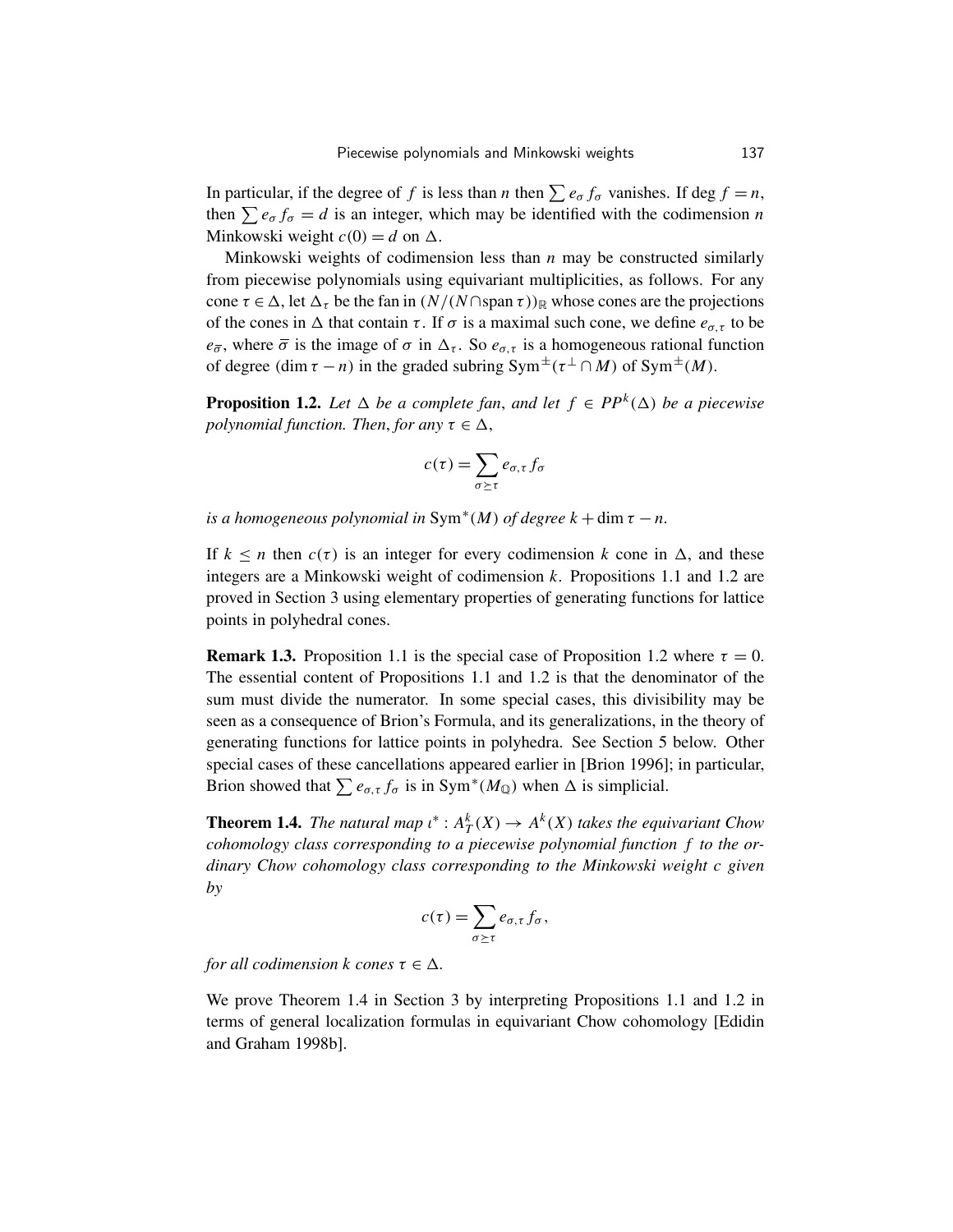In particular, if the degree of $f$ is less than $n$ then $\sum e_\sigma f_\sigma$ vanishes. If $\deg f = n$, then $\sum e_\sigma f_\sigma = d$ is an integer, which may be identified with the codimension $n$ Minkowski weight $c(0) = d$ on $\Delta$.

Minkowski weights of codimension less than $n$ may be constructed similarly from piecewise polynomials using equivariant multiplicities, as follows. For any cone $\tau \in \Delta$, let $\Delta_\tau$ be the fan in $(N/(N \cap \operatorname{span} \tau))_\mathbb{R}$ whose cones are the projections of the cones in $\Delta$ that contain $\tau$. If $\sigma$ is a maximal such cone, we define $e_{\sigma,\tau}$ to be $e_{\overline{\sigma}}$, where $\overline{\sigma}$ is the image of $\sigma$ in $\Delta_\tau$. So $e_{\sigma,\tau}$ is a homogeneous rational function of degree $(\dim \tau - n)$ in the graded subring $\operatorname{Sym}^\pm(\tau^\perp \cap M)$ of $\operatorname{Sym}^\pm(M)$.

**Proposition 1.2.** *Let $\Delta$ be a complete fan, and let $f \in PP^k(\Delta)$ be a piecewise polynomial function. Then, for any $\tau \in \Delta$,*

$$c(\tau) = \sum_{\sigma \succeq \tau} e_{\sigma,\tau} f_\sigma$$

*is a homogeneous polynomial in $\operatorname{Sym}^*(M)$ of degree $k + \dim \tau - n$.*

If $k \leq n$ then $c(\tau)$ is an integer for every codimension $k$ cone in $\Delta$, and these integers are a Minkowski weight of codimension $k$. Propositions 1.1 and 1.2 are proved in Section 3 using elementary properties of generating functions for lattice points in polyhedral cones.

**Remark 1.3.** Proposition 1.1 is the special case of Proposition 1.2 where $\tau = 0$. The essential content of Propositions 1.1 and 1.2 is that the denominator of the sum must divide the numerator. In some special cases, this divisibility may be seen as a consequence of Brion's Formula, and its generalizations, in the theory of generating functions for lattice points in polyhedra. See Section 5 below. Other special cases of these cancellations appeared earlier in [Brion 1996]; in particular, Brion showed that $\sum e_{\sigma,\tau} f_\sigma$ is in $\operatorname{Sym}^*(M_\mathbb{Q})$ when $\Delta$ is simplicial.

**Theorem 1.4.** *The natural map $\iota^* : A_T^k(X) \to A^k(X)$ takes the equivariant Chow cohomology class corresponding to a piecewise polynomial function $f$ to the ordinary Chow cohomology class corresponding to the Minkowski weight $c$ given by*

$$c(\tau) = \sum_{\sigma \succeq \tau} e_{\sigma,\tau} f_\sigma,$$

*for all codimension $k$ cones $\tau \in \Delta$.*

We prove Theorem 1.4 in Section 3 by interpreting Propositions 1.1 and 1.2 in terms of general localization formulas in equivariant Chow cohomology [Edidin and Graham 1998b].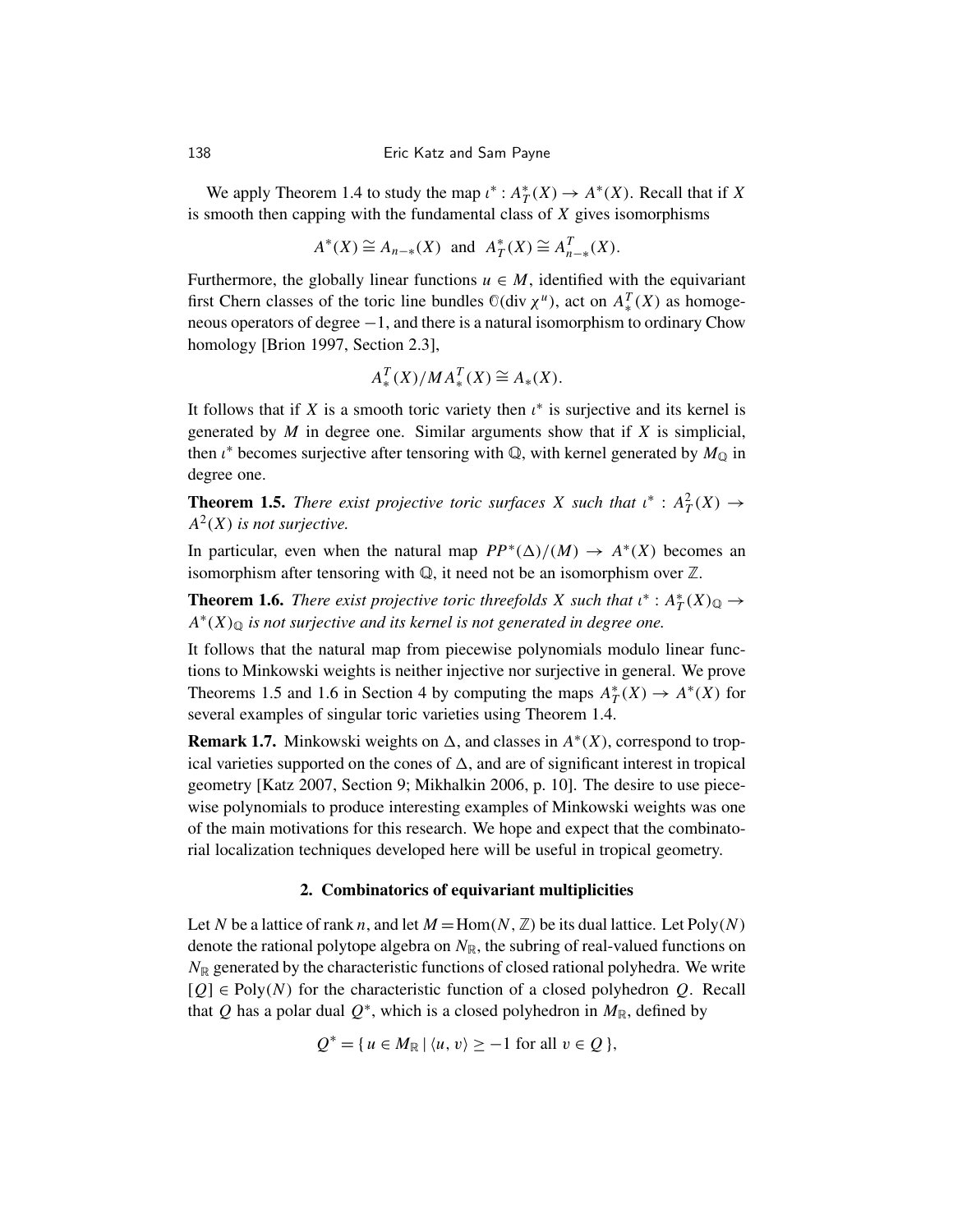We apply Theorem 1.4 to study the map $\iota^* : A^*_T(X) \to A^*(X)$. Recall that if $X$ is smooth then capping with the fundamental class of $X$ gives isomorphisms

$$A^*(X) \cong A_{n-*}(X) \text{ and } A^*_T(X) \cong A^T_{n-*}(X).$$

Furthermore, the globally linear functions $u \in M$, identified with the equivariant first Chern classes of the toric line bundles $\mathbb{O}(\operatorname{div} \chi^u)$, act on $A^T_*(X)$ as homogeneous operators of degree $-1$, and there is a natural isomorphism to ordinary Chow homology [Brion 1997, Section 2.3],

$$A^T_*(X)/MA^T_*(X) \cong A_*(X).$$

It follows that if $X$ is a smooth toric variety then $\iota^*$ is surjective and its kernel is generated by $M$ in degree one. Similar arguments show that if $X$ is simplicial, then $\iota^*$ becomes surjective after tensoring with $\mathbb{Q}$, with kernel generated by $M_{\mathbb{Q}}$ in degree one.

**Theorem 1.5.** *There exist projective toric surfaces $X$ such that $\iota^* : A^2_T(X) \to A^2(X)$ is not surjective.*

In particular, even when the natural map $PP^*(\Delta)/(M) \to A^*(X)$ becomes an isomorphism after tensoring with $\mathbb{Q}$, it need not be an isomorphism over $\mathbb{Z}$.

**Theorem 1.6.** *There exist projective toric threefolds $X$ such that $\iota^* : A^*_T(X)_{\mathbb{Q}} \to A^*(X)_{\mathbb{Q}}$ is not surjective and its kernel is not generated in degree one.*

It follows that the natural map from piecewise polynomials modulo linear functions to Minkowski weights is neither injective nor surjective in general. We prove Theorems 1.5 and 1.6 in Section 4 by computing the maps $A^*_T(X) \to A^*(X)$ for several examples of singular toric varieties using Theorem 1.4.

**Remark 1.7.** Minkowski weights on $\Delta$, and classes in $A^*(X)$, correspond to tropical varieties supported on the cones of $\Delta$, and are of significant interest in tropical geometry [Katz 2007, Section 9; Mikhalkin 2006, p. 10]. The desire to use piecewise polynomials to produce interesting examples of Minkowski weights was one of the main motivations for this research. We hope and expect that the combinatorial localization techniques developed here will be useful in tropical geometry.

## 2. Combinatorics of equivariant multiplicities

Let $N$ be a lattice of rank $n$, and let $M = \operatorname{Hom}(N, \mathbb{Z})$ be its dual lattice. Let $\operatorname{Poly}(N)$ denote the rational polytope algebra on $N_{\mathbb{R}}$, the subring of real-valued functions on $N_{\mathbb{R}}$ generated by the characteristic functions of closed rational polyhedra. We write $[Q] \in \operatorname{Poly}(N)$ for the characteristic function of a closed polyhedron $Q$. Recall that $Q$ has a polar dual $Q^*$, which is a closed polyhedron in $M_{\mathbb{R}}$, defined by

$$Q^* = \{ u \in M_{\mathbb{R}} \mid \langle u, v \rangle \geq -1 \text{ for all } v \in Q \},$$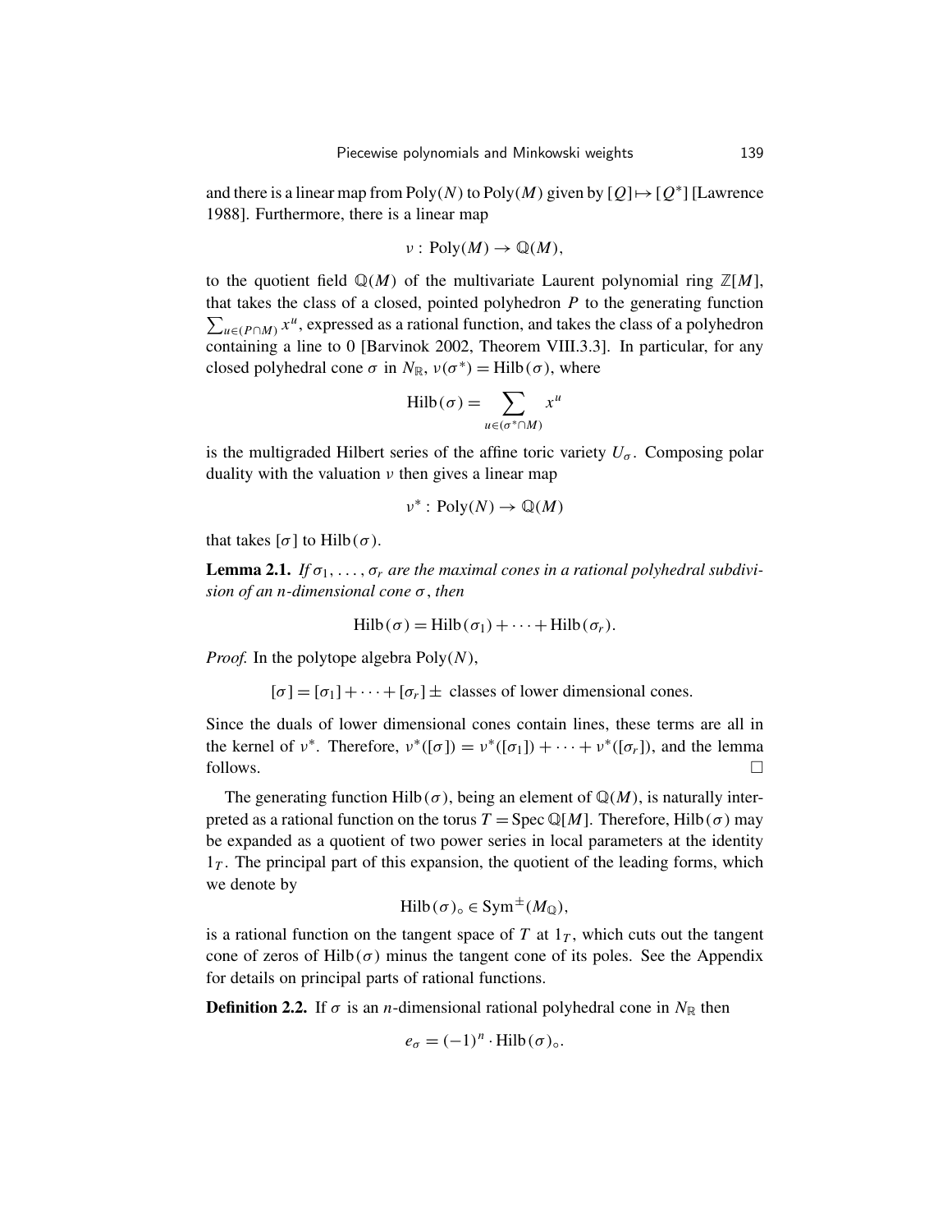and there is a linear map from $\mathrm{Poly}(N)$ to $\mathrm{Poly}(M)$ given by $[Q] \mapsto [Q^*]$ [Lawrence 1988]. Furthermore, there is a linear map

$$\nu : \mathrm{Poly}(M) \to \mathbb{Q}(M),$$

to the quotient field $\mathbb{Q}(M)$ of the multivariate Laurent polynomial ring $\mathbb{Z}[M]$, that takes the class of a closed, pointed polyhedron $P$ to the generating function $\sum_{u \in (P \cap M)} x^u$, expressed as a rational function, and takes the class of a polyhedron containing a line to 0 [Barvinok 2002, Theorem VIII.3.3]. In particular, for any closed polyhedral cone $\sigma$ in $N_{\mathbb{R}}$, $\nu(\sigma^*) = \mathrm{Hilb}(\sigma)$, where

$$\mathrm{Hilb}(\sigma) = \sum_{u \in (\sigma^* \cap M)} x^u$$

is the multigraded Hilbert series of the affine toric variety $U_\sigma$. Composing polar duality with the valuation $\nu$ then gives a linear map

$$\nu^* : \mathrm{Poly}(N) \to \mathbb{Q}(M)$$

that takes $[\sigma]$ to $\mathrm{Hilb}(\sigma)$.

**Lemma 2.1.** *If $\sigma_1, \dots, \sigma_r$ are the maximal cones in a rational polyhedral subdivision of an $n$-dimensional cone $\sigma$, then*

$$\mathrm{Hilb}(\sigma) = \mathrm{Hilb}(\sigma_1) + \cdots + \mathrm{Hilb}(\sigma_r).$$

*Proof.* In the polytope algebra $\mathrm{Poly}(N)$,

$$[\sigma] = [\sigma_1] + \cdots + [\sigma_r] \pm \text{ classes of lower dimensional cones.}$$

Since the duals of lower dimensional cones contain lines, these terms are all in the kernel of $\nu^*$. Therefore, $\nu^*([\sigma]) = \nu^*([\sigma_1]) + \cdots + \nu^*([\sigma_r])$, and the lemma follows. □

The generating function $\mathrm{Hilb}(\sigma)$, being an element of $\mathbb{Q}(M)$, is naturally interpreted as a rational function on the torus $T = \mathrm{Spec}\, \mathbb{Q}[M]$. Therefore, $\mathrm{Hilb}(\sigma)$ may be expanded as a quotient of two power series in local parameters at the identity $1_T$. The principal part of this expansion, the quotient of the leading forms, which we denote by

$$\mathrm{Hilb}(\sigma)_\circ \in \mathrm{Sym}^{\pm}(M_{\mathbb{Q}}),$$

is a rational function on the tangent space of $T$ at $1_T$, which cuts out the tangent cone of zeros of $\mathrm{Hilb}(\sigma)$ minus the tangent cone of its poles. See the Appendix for details on principal parts of rational functions.

**Definition 2.2.** If $\sigma$ is an $n$-dimensional rational polyhedral cone in $N_{\mathbb{R}}$ then

$$e_\sigma = (-1)^n \cdot \mathrm{Hilb}(\sigma)_\circ.$$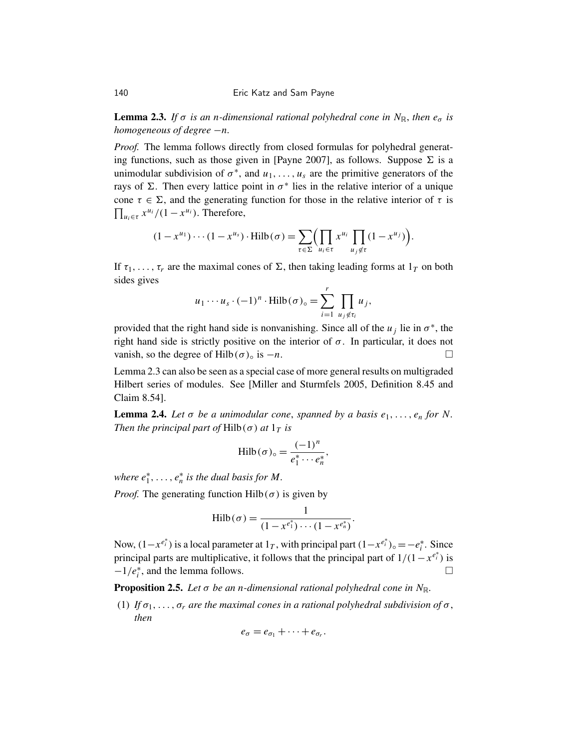**Lemma 2.3.** *If $\sigma$ is an $n$-dimensional rational polyhedral cone in $N_{\mathbb{R}}$, then $e_\sigma$ is homogeneous of degree $-n$.*

*Proof.* The lemma follows directly from closed formulas for polyhedral generating functions, such as those given in [Payne 2007], as follows. Suppose $\Sigma$ is a unimodular subdivision of $\sigma^*$, and $u_1, \dots, u_s$ are the primitive generators of the rays of $\Sigma$. Then every lattice point in $\sigma^*$ lies in the relative interior of a unique cone $\tau \in \Sigma$, and the generating function for those in the relative interior of $\tau$ is $\prod_{u_i \in \tau} x^{u_i}/(1 - x^{u_i})$. Therefore,

$$(1 - x^{u_1}) \cdots (1 - x^{u_s}) \cdot \mathrm{Hilb}(\sigma) = \sum_{\tau \in \Sigma} \Big( \prod_{u_i \in \tau} x^{u_i} \prod_{u_j \notin \tau} (1 - x^{u_j}) \Big).$$

If $\tau_1, \dots, \tau_r$ are the maximal cones of $\Sigma$, then taking leading forms at $1_T$ on both sides gives

$$u_1 \cdots u_s \cdot (-1)^n \cdot \mathrm{Hilb}(\sigma)_\circ = \sum_{i=1}^{r} \prod_{u_j \notin \tau_i} u_j,$$

provided that the right hand side is nonvanishing. Since all of the $u_j$ lie in $\sigma^*$, the right hand side is strictly positive on the interior of $\sigma$. In particular, it does not vanish, so the degree of $\mathrm{Hilb}(\sigma)_\circ$ is $-n$. $\square$

Lemma 2.3 can also be seen as a special case of more general results on multigraded Hilbert series of modules. See [Miller and Sturmfels 2005, Definition 8.45 and Claim 8.54].

**Lemma 2.4.** *Let $\sigma$ be a unimodular cone, spanned by a basis $e_1, \dots, e_n$ for $N$. Then the principal part of $\mathrm{Hilb}(\sigma)$ at $1_T$ is*

$$\mathrm{Hilb}(\sigma)_\circ = \frac{(-1)^n}{e_1^* \cdots e_n^*},$$

*where $e_1^*, \dots, e_n^*$ is the dual basis for $M$.*

*Proof.* The generating function $\mathrm{Hilb}(\sigma)$ is given by

$$\mathrm{Hilb}(\sigma) = \frac{1}{(1 - x^{e_1^*}) \cdots (1 - x^{e_n^*})}.$$

Now, $(1 - x^{e_i^*})$ is a local parameter at $1_T$, with principal part $(1 - x^{e_i^*})_\circ = -e_i^*$. Since principal parts are multiplicative, it follows that the principal part of $1/(1 - x^{e_i^*})$ is $-1/e_i^*$, and the lemma follows. $\square$

**Proposition 2.5.** *Let $\sigma$ be an $n$-dimensional rational polyhedral cone in $N_{\mathbb{R}}$.*

(1) *If $\sigma_1, \dots, \sigma_r$ are the maximal cones in a rational polyhedral subdivision of $\sigma$, then*

$$e_\sigma = e_{\sigma_1} + \cdots + e_{\sigma_r}.$$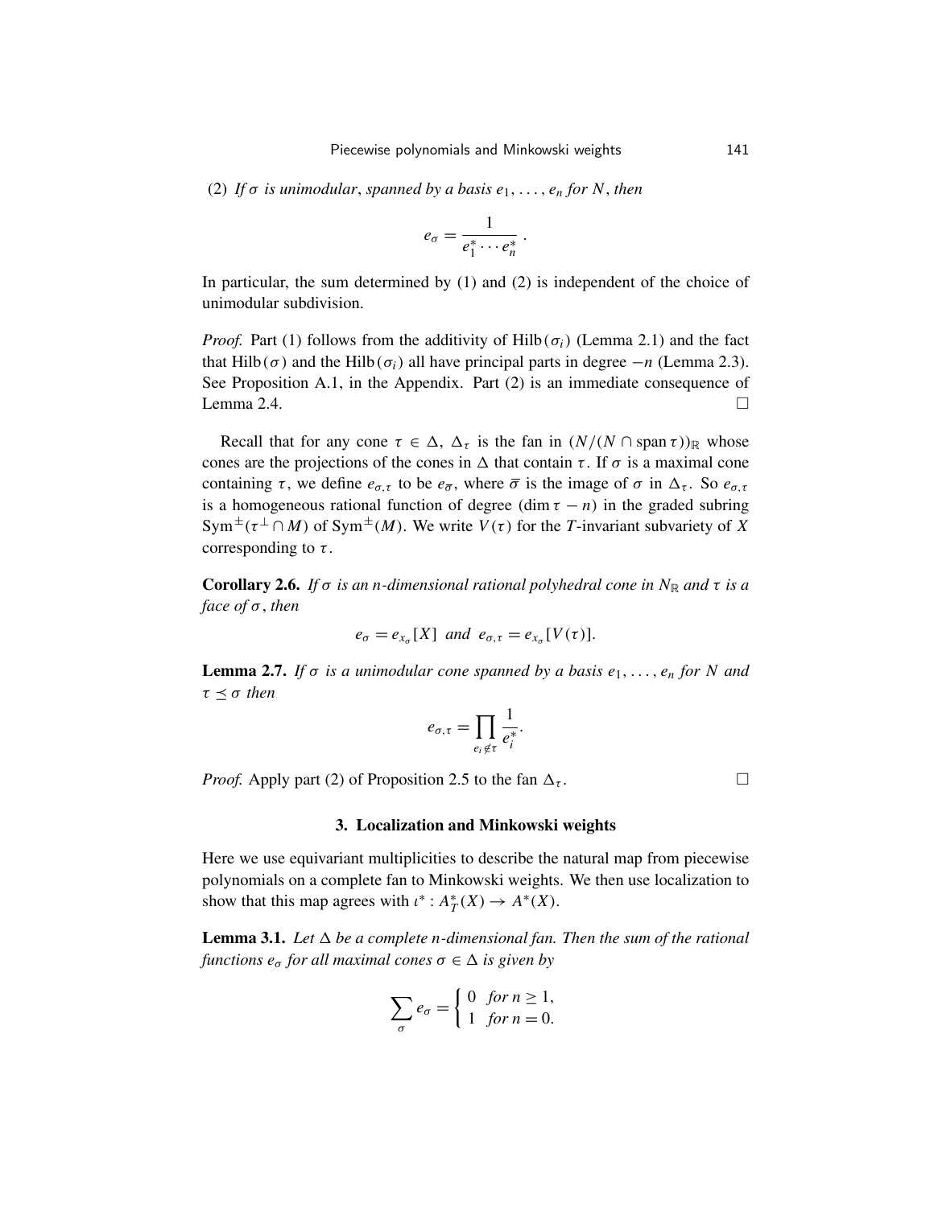(2) *If $\sigma$ is unimodular, spanned by a basis $e_1, \ldots, e_n$ for $N$, then*

$$e_\sigma = \frac{1}{e_1^* \cdots e_n^*} \, .$$

In particular, the sum determined by (1) and (2) is independent of the choice of unimodular subdivision.

*Proof.* Part (1) follows from the additivity of $\mathrm{Hilb}(\sigma_i)$ (Lemma 2.1) and the fact that $\mathrm{Hilb}(\sigma)$ and the $\mathrm{Hilb}(\sigma_i)$ all have principal parts in degree $-n$ (Lemma 2.3). See Proposition A.1, in the Appendix. Part (2) is an immediate consequence of Lemma 2.4. □

Recall that for any cone $\tau \in \Delta$, $\Delta_\tau$ is the fan in $(N/(N \cap \operatorname{span} \tau))_\mathbb{R}$ whose cones are the projections of the cones in $\Delta$ that contain $\tau$. If $\sigma$ is a maximal cone containing $\tau$, we define $e_{\sigma,\tau}$ to be $e_{\overline{\sigma}}$, where $\overline{\sigma}$ is the image of $\sigma$ in $\Delta_\tau$. So $e_{\sigma,\tau}$ is a homogeneous rational function of degree $(\dim \tau - n)$ in the graded subring $\mathrm{Sym}^{\pm}(\tau^\perp \cap M)$ of $\mathrm{Sym}^{\pm}(M)$. We write $V(\tau)$ for the $T$-invariant subvariety of $X$ corresponding to $\tau$.

**Corollary 2.6.** *If $\sigma$ is an $n$-dimensional rational polyhedral cone in $N_\mathbb{R}$ and $\tau$ is a face of $\sigma$, then*

$$e_\sigma = e_{x_\sigma}[X] \ \text{ and } \ e_{\sigma,\tau} = e_{x_\sigma}[V(\tau)].$$

**Lemma 2.7.** *If $\sigma$ is a unimodular cone spanned by a basis $e_1, \ldots, e_n$ for $N$ and $\tau \preceq \sigma$ then*

$$e_{\sigma,\tau} = \prod_{e_i \notin \tau} \frac{1}{e_i^*}.$$

*Proof.* Apply part (2) of Proposition 2.5 to the fan $\Delta_\tau$. □

## 3. Localization and Minkowski weights

Here we use equivariant multiplicities to describe the natural map from piecewise polynomials on a complete fan to Minkowski weights. We then use localization to show that this map agrees with $\iota^* : A_T^*(X) \to A^*(X)$.

**Lemma 3.1.** *Let $\Delta$ be a complete $n$-dimensional fan. Then the sum of the rational functions $e_\sigma$ for all maximal cones $\sigma \in \Delta$ is given by*

$$\sum_\sigma e_\sigma = \begin{cases} 0 & \text{for } n \geq 1, \\ 1 & \text{for } n = 0. \end{cases}$$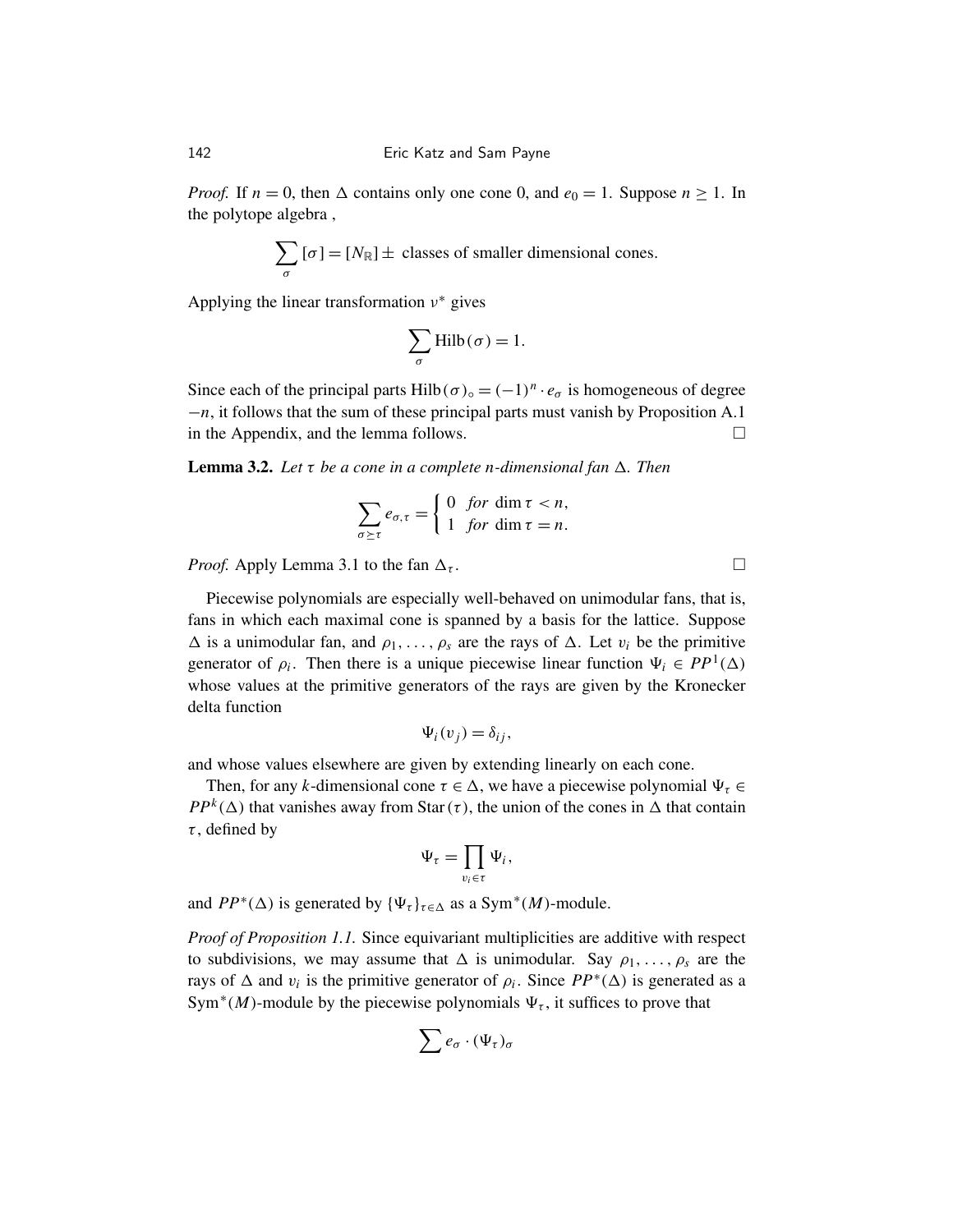*Proof.* If $n = 0$, then $\Delta$ contains only one cone 0, and $e_0 = 1$. Suppose $n \geq 1$. In the polytope algebra ,

$$\sum_{\sigma} [\sigma] = [N_{\mathbb{R}}] \pm \text{ classes of smaller dimensional cones.}$$

Applying the linear transformation $\nu^*$ gives

$$\sum_{\sigma} \text{Hilb}(\sigma) = 1.$$

Since each of the principal parts $\text{Hilb}(\sigma)_\circ = (-1)^n \cdot e_\sigma$ is homogeneous of degree $-n$, it follows that the sum of these principal parts must vanish by Proposition A.1 in the Appendix, and the lemma follows. $\square$

**Lemma 3.2.** *Let $\tau$ be a cone in a complete $n$-dimensional fan $\Delta$. Then*

$$\sum_{\sigma \succeq \tau} e_{\sigma,\tau} = \begin{cases} 0 & \text{for } \dim \tau < n, \\ 1 & \text{for } \dim \tau = n. \end{cases}$$

*Proof.* Apply Lemma 3.1 to the fan $\Delta_\tau$. $\square$

Piecewise polynomials are especially well-behaved on unimodular fans, that is, fans in which each maximal cone is spanned by a basis for the lattice. Suppose $\Delta$ is a unimodular fan, and $\rho_1, \ldots, \rho_s$ are the rays of $\Delta$. Let $v_i$ be the primitive generator of $\rho_i$. Then there is a unique piecewise linear function $\Psi_i \in PP^1(\Delta)$ whose values at the primitive generators of the rays are given by the Kronecker delta function

$$\Psi_i(v_j) = \delta_{ij},$$

and whose values elsewhere are given by extending linearly on each cone.

Then, for any $k$-dimensional cone $\tau \in \Delta$, we have a piecewise polynomial $\Psi_\tau \in PP^k(\Delta)$ that vanishes away from $\text{Star}(\tau)$, the union of the cones in $\Delta$ that contain $\tau$, defined by

$$\Psi_\tau = \prod_{v_i \in \tau} \Psi_i,$$

and $PP^*(\Delta)$ is generated by $\{\Psi_\tau\}_{\tau \in \Delta}$ as a $\text{Sym}^*(M)$-module.

*Proof of Proposition 1.1.* Since equivariant multiplicities are additive with respect to subdivisions, we may assume that $\Delta$ is unimodular. Say $\rho_1, \ldots, \rho_s$ are the rays of $\Delta$ and $v_i$ is the primitive generator of $\rho_i$. Since $PP^*(\Delta)$ is generated as a $\text{Sym}^*(M)$-module by the piecewise polynomials $\Psi_\tau$, it suffices to prove that

$$\sum e_\sigma \cdot (\Psi_\tau)_\sigma$$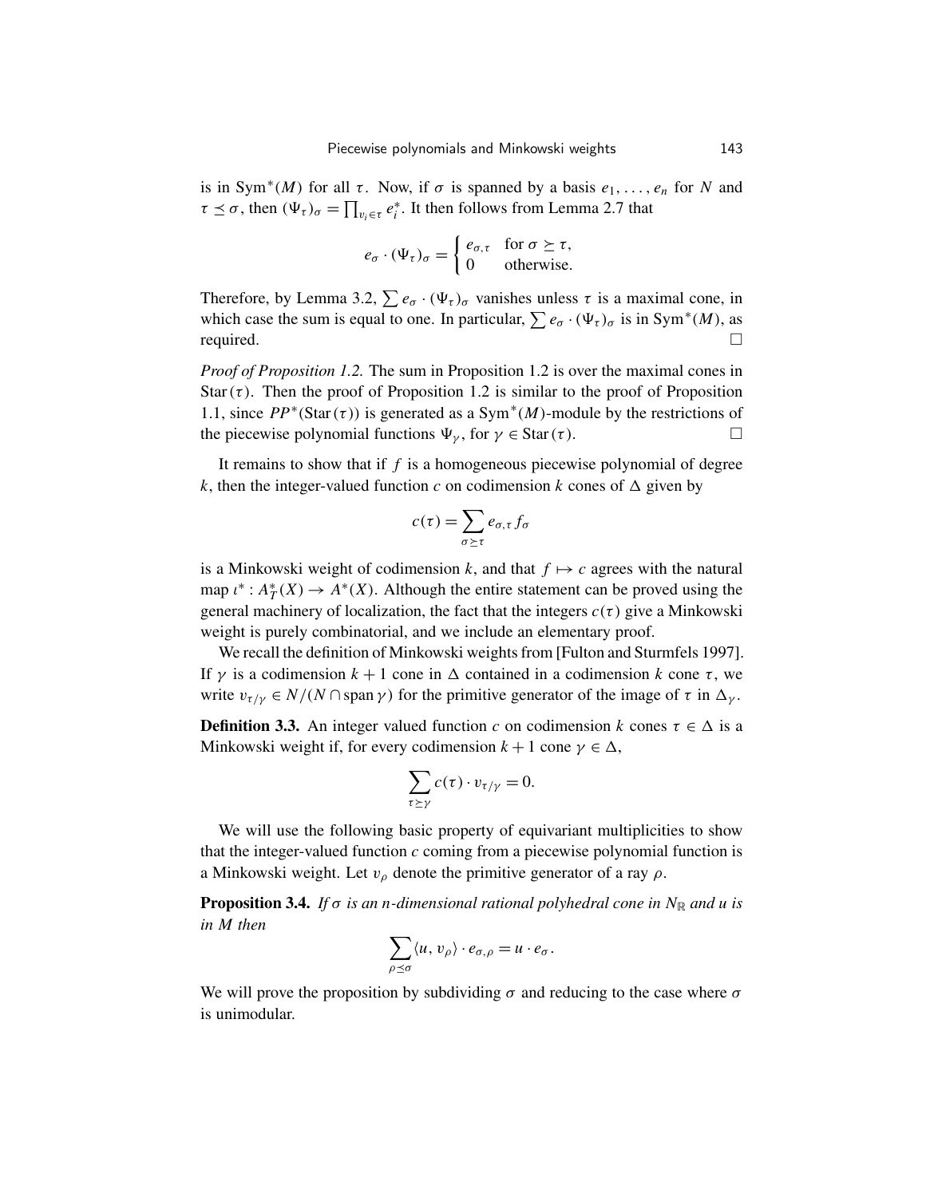is in $\mathrm{Sym}^*(M)$ for all $\tau$. Now, if $\sigma$ is spanned by a basis $e_1, \dots, e_n$ for $N$ and $\tau \preceq \sigma$, then $(\Psi_\tau)_\sigma = \prod_{v_i \in \tau} e_i^*$. It then follows from Lemma 2.7 that

$$e_\sigma \cdot (\Psi_\tau)_\sigma = \begin{cases} e_{\sigma,\tau} & \text{for } \sigma \succeq \tau, \\ 0 & \text{otherwise.} \end{cases}$$

Therefore, by Lemma 3.2, $\sum e_\sigma \cdot (\Psi_\tau)_\sigma$ vanishes unless $\tau$ is a maximal cone, in which case the sum is equal to one. In particular, $\sum e_\sigma \cdot (\Psi_\tau)_\sigma$ is in $\mathrm{Sym}^*(M)$, as required. □

*Proof of Proposition 1.2.* The sum in Proposition 1.2 is over the maximal cones in $\mathrm{Star}(\tau)$. Then the proof of Proposition 1.2 is similar to the proof of Proposition 1.1, since $PP^*(\mathrm{Star}(\tau))$ is generated as a $\mathrm{Sym}^*(M)$-module by the restrictions of the piecewise polynomial functions $\Psi_\gamma$, for $\gamma \in \mathrm{Star}(\tau)$. □

It remains to show that if $f$ is a homogeneous piecewise polynomial of degree $k$, then the integer-valued function $c$ on codimension $k$ cones of $\Delta$ given by

$$c(\tau) = \sum_{\sigma \succeq \tau} e_{\sigma,\tau} f_\sigma$$

is a Minkowski weight of codimension $k$, and that $f \mapsto c$ agrees with the natural map $\iota^* : A_T^*(X) \to A^*(X)$. Although the entire statement can be proved using the general machinery of localization, the fact that the integers $c(\tau)$ give a Minkowski weight is purely combinatorial, and we include an elementary proof.

We recall the definition of Minkowski weights from [Fulton and Sturmfels 1997]. If $\gamma$ is a codimension $k+1$ cone in $\Delta$ contained in a codimension $k$ cone $\tau$, we write $v_{\tau/\gamma} \in N/(N \cap \mathrm{span}\, \gamma)$ for the primitive generator of the image of $\tau$ in $\Delta_\gamma$.

**Definition 3.3.** An integer valued function $c$ on codimension $k$ cones $\tau \in \Delta$ is a Minkowski weight if, for every codimension $k+1$ cone $\gamma \in \Delta$,

$$\sum_{\tau \succeq \gamma} c(\tau) \cdot v_{\tau/\gamma} = 0.$$

We will use the following basic property of equivariant multiplicities to show that the integer-valued function $c$ coming from a piecewise polynomial function is a Minkowski weight. Let $v_\rho$ denote the primitive generator of a ray $\rho$.

**Proposition 3.4.** *If $\sigma$ is an $n$-dimensional rational polyhedral cone in $N_\mathbb{R}$ and $u$ is in $M$ then*

$$\sum_{\rho \preceq \sigma} \langle u, v_\rho \rangle \cdot e_{\sigma,\rho} = u \cdot e_\sigma.$$

We will prove the proposition by subdividing $\sigma$ and reducing to the case where $\sigma$ is unimodular.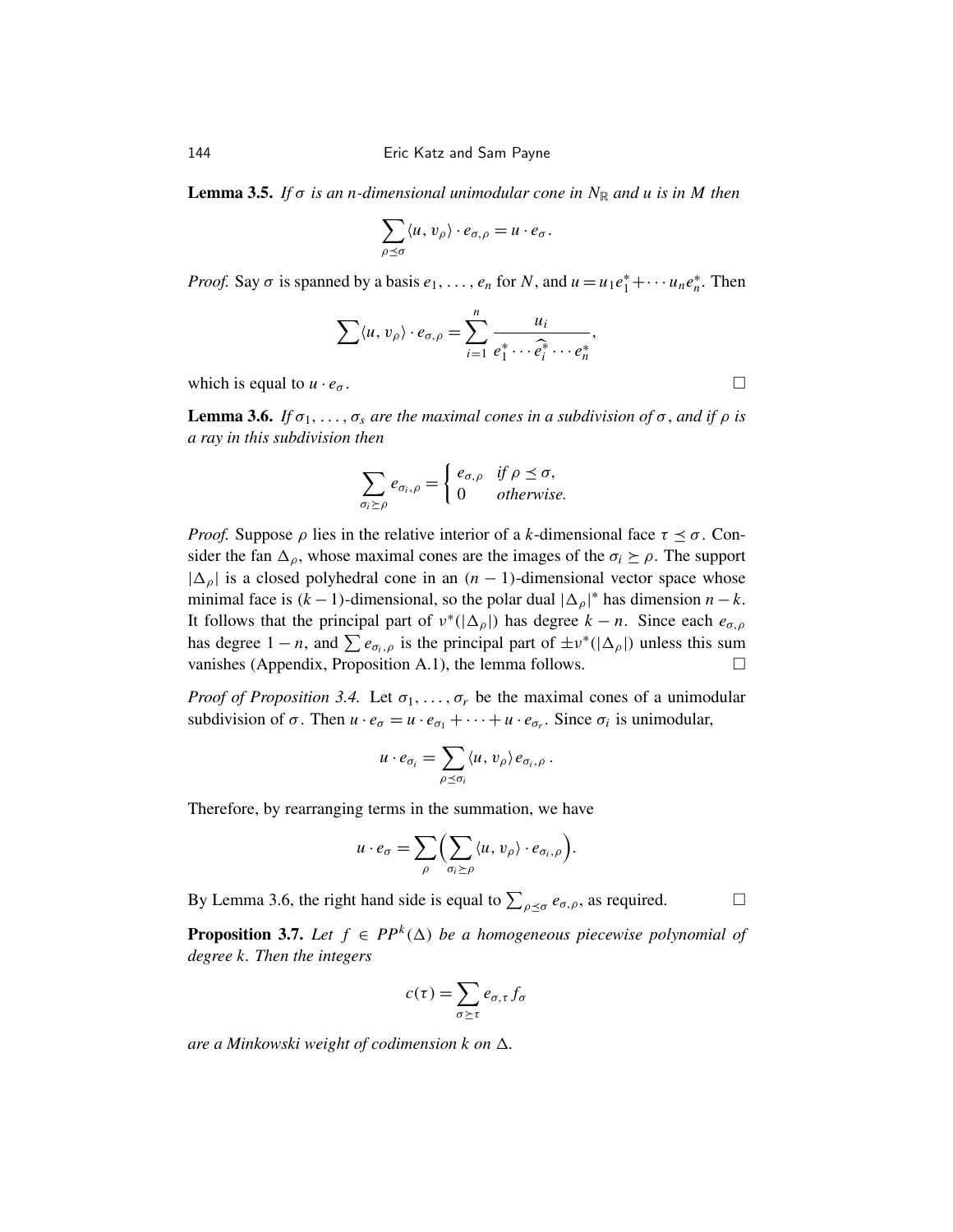**Lemma 3.5.** *If $\sigma$ is an $n$-dimensional unimodular cone in $N_{\mathbb{R}}$ and $u$ is in $M$ then*

$$\sum_{\rho \preceq \sigma} \langle u, v_\rho \rangle \cdot e_{\sigma,\rho} = u \cdot e_\sigma.$$

*Proof.* Say $\sigma$ is spanned by a basis $e_1, \ldots, e_n$ for $N$, and $u = u_1 e_1^* + \cdots u_n e_n^*$. Then

$$\sum \langle u, v_\rho \rangle \cdot e_{\sigma,\rho} = \sum_{i=1}^{n} \frac{u_i}{e_1^* \cdots \widehat{e_i^*} \cdots e_n^*},$$

which is equal to $u \cdot e_\sigma$. □

**Lemma 3.6.** *If $\sigma_1, \ldots, \sigma_s$ are the maximal cones in a subdivision of $\sigma$, and if $\rho$ is a ray in this subdivision then*

$$\sum_{\sigma_i \succeq \rho} e_{\sigma_i,\rho} = \begin{cases} e_{\sigma,\rho} & \text{if } \rho \preceq \sigma, \\ 0 & \text{otherwise.} \end{cases}$$

*Proof.* Suppose $\rho$ lies in the relative interior of a $k$-dimensional face $\tau \preceq \sigma$. Consider the fan $\Delta_\rho$, whose maximal cones are the images of the $\sigma_i \succeq \rho$. The support $|\Delta_\rho|$ is a closed polyhedral cone in an $(n-1)$-dimensional vector space whose minimal face is $(k-1)$-dimensional, so the polar dual $|\Delta_\rho|^*$ has dimension $n-k$. It follows that the principal part of $\nu^*(|\Delta_\rho|)$ has degree $k-n$. Since each $e_{\sigma,\rho}$ has degree $1-n$, and $\sum e_{\sigma_i,\rho}$ is the principal part of $\pm\nu^*(|\Delta_\rho|)$ unless this sum vanishes (Appendix, Proposition A.1), the lemma follows. □

*Proof of Proposition 3.4.* Let $\sigma_1, \ldots, \sigma_r$ be the maximal cones of a unimodular subdivision of $\sigma$. Then $u \cdot e_\sigma = u \cdot e_{\sigma_1} + \cdots + u \cdot e_{\sigma_r}$. Since $\sigma_i$ is unimodular,

$$u \cdot e_{\sigma_i} = \sum_{\rho \preceq \sigma_i} \langle u, v_\rho \rangle e_{\sigma_i,\rho}.$$

Therefore, by rearranging terms in the summation, we have

$$u \cdot e_\sigma = \sum_{\rho} \Big( \sum_{\sigma_i \succeq \rho} \langle u, v_\rho \rangle \cdot e_{\sigma_i,\rho} \Big).$$

By Lemma 3.6, the right hand side is equal to $\sum_{\rho \preceq \sigma} e_{\sigma,\rho}$, as required. □

**Proposition 3.7.** *Let $f \in PP^k(\Delta)$ be a homogeneous piecewise polynomial of degree $k$. Then the integers*

$$c(\tau) = \sum_{\sigma \succeq \tau} e_{\sigma,\tau} f_\sigma$$

*are a Minkowski weight of codimension $k$ on $\Delta$.*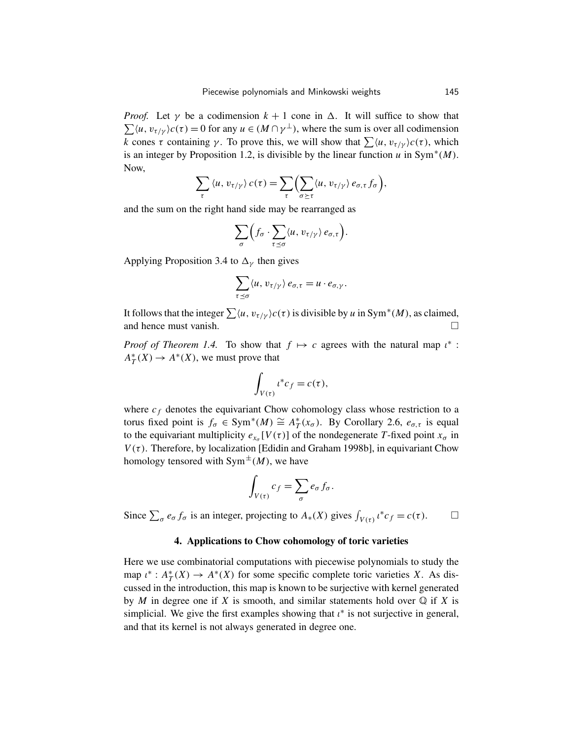*Proof.* Let $\gamma$ be a codimension $k+1$ cone in $\Delta$. It will suffice to show that $\sum\langle u, v_{\tau/\gamma}\rangle c(\tau) = 0$ for any $u \in (M \cap \gamma^{\perp})$, where the sum is over all codimension $k$ cones $\tau$ containing $\gamma$. To prove this, we will show that $\sum\langle u, v_{\tau/\gamma}\rangle c(\tau)$, which is an integer by Proposition 1.2, is divisible by the linear function $u$ in $\mathrm{Sym}^*(M)$. Now,

$$\sum_{\tau} \langle u, v_{\tau/\gamma}\rangle\, c(\tau) = \sum_{\tau} \Bigl( \sum_{\sigma \succeq \tau} \langle u, v_{\tau/\gamma}\rangle\, e_{\sigma,\tau}\, f_{\sigma} \Bigr),$$

and the sum on the right hand side may be rearranged as

$$\sum_{\sigma} \Bigl( f_{\sigma} \cdot \sum_{\tau \preceq \sigma} \langle u, v_{\tau/\gamma}\rangle\, e_{\sigma,\tau} \Bigr).$$

Applying Proposition 3.4 to $\Delta_{\gamma}$ then gives

$$\sum_{\tau \preceq \sigma} \langle u, v_{\tau/\gamma}\rangle\, e_{\sigma,\tau} = u \cdot e_{\sigma,\gamma}.$$

It follows that the integer $\sum\langle u, v_{\tau/\gamma}\rangle c(\tau)$ is divisible by $u$ in $\mathrm{Sym}^*(M)$, as claimed, and hence must vanish. □

*Proof of Theorem 1.4.* To show that $f \mapsto c$ agrees with the natural map $\iota^* : A_T^*(X) \to A^*(X)$, we must prove that

$$\int_{V(\tau)} \iota^* c_f = c(\tau),$$

where $c_f$ denotes the equivariant Chow cohomology class whose restriction to a torus fixed point is $f_{\sigma} \in \mathrm{Sym}^*(M) \cong A_T^*(x_{\sigma})$. By Corollary 2.6, $e_{\sigma,\tau}$ is equal to the equivariant multiplicity $e_{x_{\sigma}}[V(\tau)]$ of the nondegenerate $T$-fixed point $x_{\sigma}$ in $V(\tau)$. Therefore, by localization [Edidin and Graham 1998b], in equivariant Chow homology tensored with $\mathrm{Sym}^{\pm}(M)$, we have

$$\int_{V(\tau)} c_f = \sum_{\sigma} e_{\sigma}\, f_{\sigma}.$$

Since $\sum_{\sigma} e_{\sigma} f_{\sigma}$ is an integer, projecting to $A_*(X)$ gives $\int_{V(\tau)} \iota^* c_f = c(\tau)$. □

## 4. Applications to Chow cohomology of toric varieties

Here we use combinatorial computations with piecewise polynomials to study the map $\iota^* : A_T^*(X) \to A^*(X)$ for some specific complete toric varieties $X$. As discussed in the introduction, this map is known to be surjective with kernel generated by $M$ in degree one if $X$ is smooth, and similar statements hold over $\mathbb{Q}$ if $X$ is simplicial. We give the first examples showing that $\iota^*$ is not surjective in general, and that its kernel is not always generated in degree one.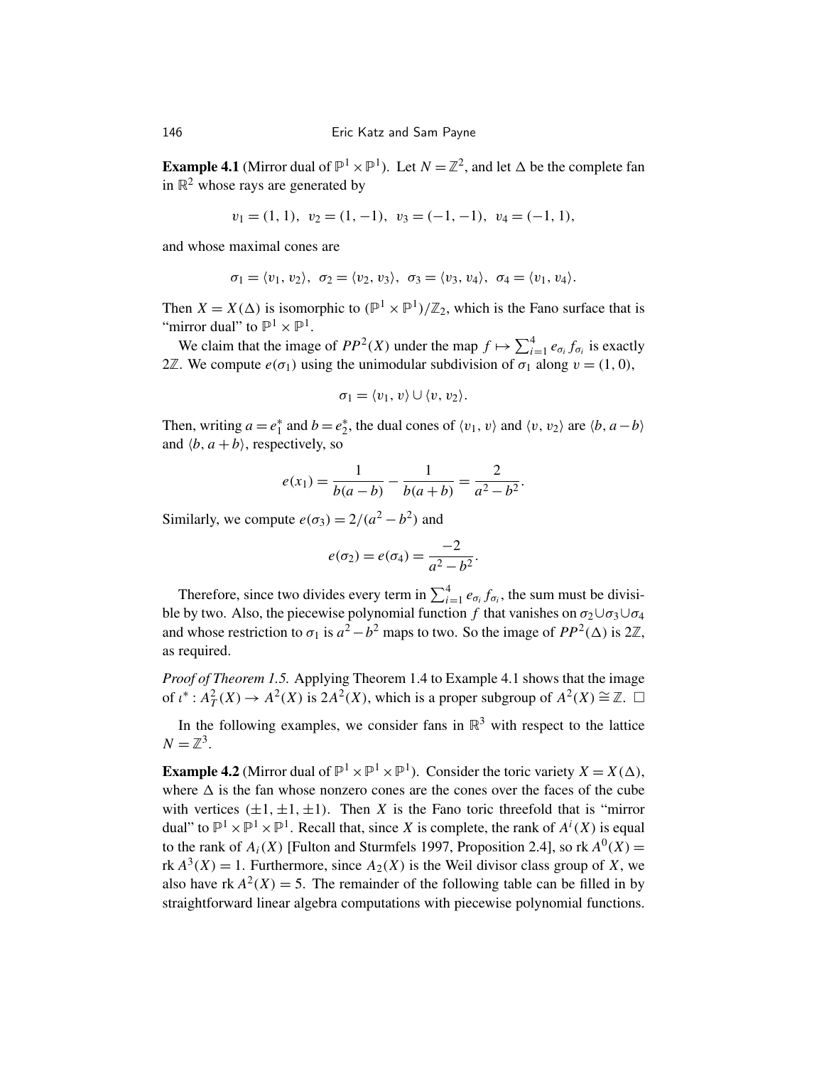**Example 4.1** (Mirror dual of $\mathbb{P}^1 \times \mathbb{P}^1$). Let $N = \mathbb{Z}^2$, and let $\Delta$ be the complete fan in $\mathbb{R}^2$ whose rays are generated by

$$v_1 = (1, 1),\ \ v_2 = (1, -1),\ \ v_3 = (-1, -1),\ \ v_4 = (-1, 1),$$

and whose maximal cones are

$$\sigma_1 = \langle v_1, v_2\rangle,\ \ \sigma_2 = \langle v_2, v_3\rangle,\ \ \sigma_3 = \langle v_3, v_4\rangle,\ \ \sigma_4 = \langle v_1, v_4\rangle.$$

Then $X = X(\Delta)$ is isomorphic to $(\mathbb{P}^1 \times \mathbb{P}^1)/\mathbb{Z}_2$, which is the Fano surface that is "mirror dual" to $\mathbb{P}^1 \times \mathbb{P}^1$.

We claim that the image of $PP^2(X)$ under the map $f \mapsto \sum_{i=1}^4 e_{\sigma_i} f_{\sigma_i}$ is exactly $2\mathbb{Z}$. We compute $e(\sigma_1)$ using the unimodular subdivision of $\sigma_1$ along $v = (1, 0)$,

$$\sigma_1 = \langle v_1, v\rangle \cup \langle v, v_2\rangle.$$

Then, writing $a = e_1^*$ and $b = e_2^*$, the dual cones of $\langle v_1, v\rangle$ and $\langle v, v_2\rangle$ are $\langle b, a-b\rangle$ and $\langle b, a+b\rangle$, respectively, so

$$e(x_1) = \frac{1}{b(a-b)} - \frac{1}{b(a+b)} = \frac{2}{a^2 - b^2}.$$

Similarly, we compute $e(\sigma_3) = 2/(a^2 - b^2)$ and

$$e(\sigma_2) = e(\sigma_4) = \frac{-2}{a^2 - b^2}.$$

Therefore, since two divides every term in $\sum_{i=1}^4 e_{\sigma_i} f_{\sigma_i}$, the sum must be divisible by two. Also, the piecewise polynomial function $f$ that vanishes on $\sigma_2 \cup \sigma_3 \cup \sigma_4$ and whose restriction to $\sigma_1$ is $a^2 - b^2$ maps to two. So the image of $PP^2(\Delta)$ is $2\mathbb{Z}$, as required.

*Proof of Theorem 1.5.* Applying Theorem 1.4 to Example 4.1 shows that the image of $\iota^* : A_T^2(X) \to A^2(X)$ is $2A^2(X)$, which is a proper subgroup of $A^2(X) \cong \mathbb{Z}$. $\square$

In the following examples, we consider fans in $\mathbb{R}^3$ with respect to the lattice $N = \mathbb{Z}^3$.

**Example 4.2** (Mirror dual of $\mathbb{P}^1 \times \mathbb{P}^1 \times \mathbb{P}^1$). Consider the toric variety $X = X(\Delta)$, where $\Delta$ is the fan whose nonzero cones are the cones over the faces of the cube with vertices $(\pm 1, \pm 1, \pm 1)$. Then $X$ is the Fano toric threefold that is "mirror dual" to $\mathbb{P}^1 \times \mathbb{P}^1 \times \mathbb{P}^1$. Recall that, since $X$ is complete, the rank of $A^i(X)$ is equal to the rank of $A_i(X)$ [Fulton and Sturmfels 1997, Proposition 2.4], so $\operatorname{rk} A^0(X) = \operatorname{rk} A^3(X) = 1$. Furthermore, since $A_2(X)$ is the Weil divisor class group of $X$, we also have $\operatorname{rk} A^2(X) = 5$. The remainder of the following table can be filled in by straightforward linear algebra computations with piecewise polynomial functions.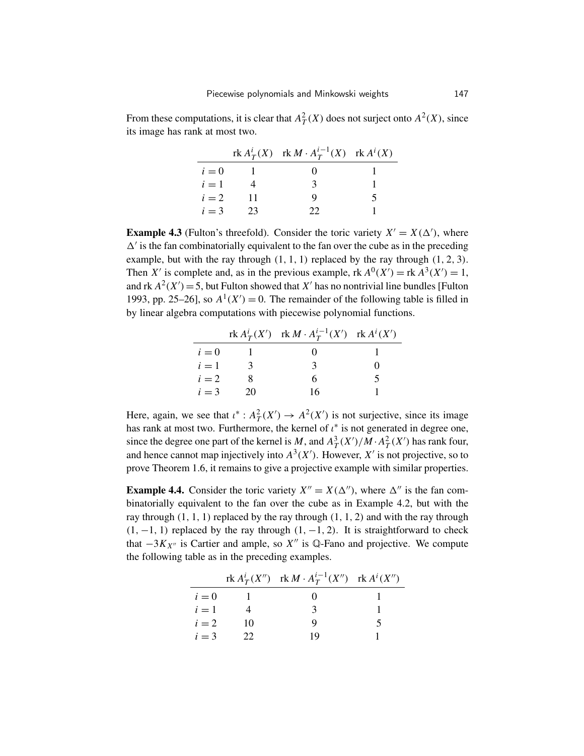From these computations, it is clear that $A_T^2(X)$ does not surject onto $A^2(X)$, since its image has rank at most two.

| | $\operatorname{rk} A_T^i(X)$ | $\operatorname{rk} M \cdot A_T^{i-1}(X)$ | $\operatorname{rk} A^i(X)$ |
|---|---|---|---|
| $i = 0$ | 1 | 0 | 1 |
| $i = 1$ | 4 | 3 | 1 |
| $i = 2$ | 11 | 9 | 5 |
| $i = 3$ | 23 | 22 | 1 |

**Example 4.3** (Fulton's threefold). Consider the toric variety $X' = X(\Delta')$, where $\Delta'$ is the fan combinatorially equivalent to the fan over the cube as in the preceding example, but with the ray through $(1, 1, 1)$ replaced by the ray through $(1, 2, 3)$. Then $X'$ is complete and, as in the previous example, $\operatorname{rk} A^0(X') = \operatorname{rk} A^3(X') = 1$, and $\operatorname{rk} A^2(X') = 5$, but Fulton showed that $X'$ has no nontrivial line bundles [Fulton 1993, pp. 25–26], so $A^1(X') = 0$. The remainder of the following table is filled in by linear algebra computations with piecewise polynomial functions.

| | $\operatorname{rk} A_T^i(X')$ | $\operatorname{rk} M \cdot A_T^{i-1}(X')$ | $\operatorname{rk} A^i(X')$ |
|---|---|---|---|
| $i = 0$ | 1 | 0 | 1 |
| $i = 1$ | 3 | 3 | 0 |
| $i = 2$ | 8 | 6 | 5 |
| $i = 3$ | 20 | 16 | 1 |

Here, again, we see that $\iota^* : A_T^2(X') \to A^2(X')$ is not surjective, since its image has rank at most two. Furthermore, the kernel of $\iota^*$ is not generated in degree one, since the degree one part of the kernel is $M$, and $A_T^3(X')/M \cdot A_T^2(X')$ has rank four, and hence cannot map injectively into $A^3(X')$. However, $X'$ is not projective, so to prove Theorem 1.6, it remains to give a projective example with similar properties.

**Example 4.4.** Consider the toric variety $X'' = X(\Delta'')$, where $\Delta''$ is the fan combinatorially equivalent to the fan over the cube as in Example 4.2, but with the ray through $(1, 1, 1)$ replaced by the ray through $(1, 1, 2)$ and with the ray through $(1, -1, 1)$ replaced by the ray through $(1, -1, 2)$. It is straightforward to check that $-3K_{X''}$ is Cartier and ample, so $X''$ is $\mathbb{Q}$-Fano and projective. We compute the following table as in the preceding examples.

| | $\operatorname{rk} A_T^i(X'')$ | $\operatorname{rk} M \cdot A_T^{i-1}(X'')$ | $\operatorname{rk} A^i(X'')$ |
|---|---|---|---|
| $i = 0$ | 1 | 0 | 1 |
| $i = 1$ | 4 | 3 | 1 |
| $i = 2$ | 10 | 9 | 5 |
| $i = 3$ | 22 | 19 | 1 |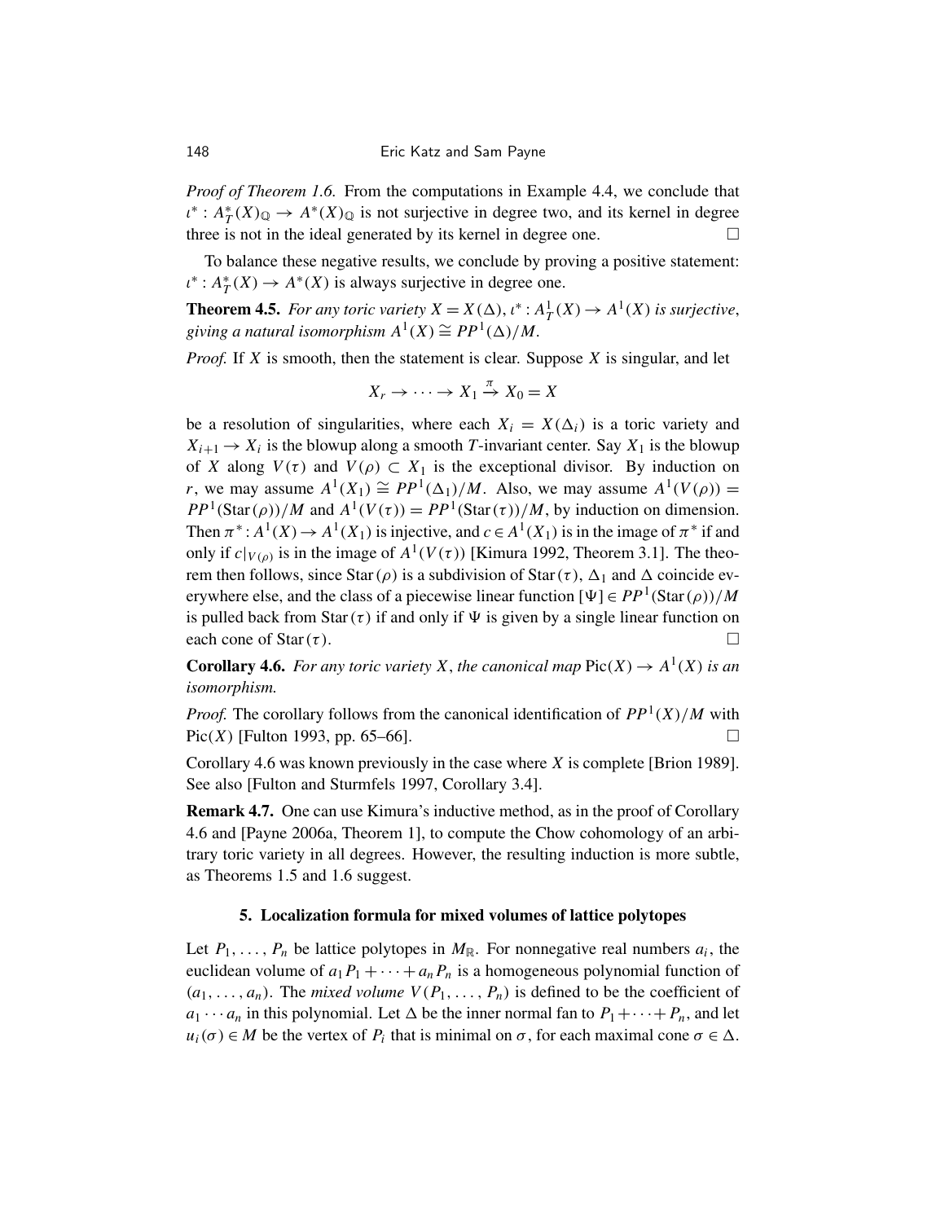*Proof of Theorem 1.6.* From the computations in Example 4.4, we conclude that $\iota^* : A_T^*(X)_{\mathbb{Q}} \to A^*(X)_{\mathbb{Q}}$ is not surjective in degree two, and its kernel in degree three is not in the ideal generated by its kernel in degree one. □

To balance these negative results, we conclude by proving a positive statement: $\iota^* : A_T^*(X) \to A^*(X)$ is always surjective in degree one.

**Theorem 4.5.** *For any toric variety $X = X(\Delta)$, $\iota^* : A_T^1(X) \to A^1(X)$ is surjective, giving a natural isomorphism $A^1(X) \cong PP^1(\Delta)/M$.*

*Proof.* If $X$ is smooth, then the statement is clear. Suppose $X$ is singular, and let

$$X_r \to \cdots \to X_1 \xrightarrow{\pi} X_0 = X$$

be a resolution of singularities, where each $X_i = X(\Delta_i)$ is a toric variety and $X_{i+1} \to X_i$ is the blowup along a smooth $T$-invariant center. Say $X_1$ is the blowup of $X$ along $V(\tau)$ and $V(\rho) \subset X_1$ is the exceptional divisor. By induction on $r$, we may assume $A^1(X_1) \cong PP^1(\Delta_1)/M$. Also, we may assume $A^1(V(\rho)) = PP^1(\mathrm{Star}(\rho))/M$ and $A^1(V(\tau)) = PP^1(\mathrm{Star}(\tau))/M$, by induction on dimension. Then $\pi^* : A^1(X) \to A^1(X_1)$ is injective, and $c \in A^1(X_1)$ is in the image of $\pi^*$ if and only if $c|_{V(\rho)}$ is in the image of $A^1(V(\tau))$ [Kimura 1992, Theorem 3.1]. The theorem then follows, since $\mathrm{Star}(\rho)$ is a subdivision of $\mathrm{Star}(\tau)$, $\Delta_1$ and $\Delta$ coincide everywhere else, and the class of a piecewise linear function $[\Psi] \in PP^1(\mathrm{Star}(\rho))/M$ is pulled back from $\mathrm{Star}(\tau)$ if and only if $\Psi$ is given by a single linear function on each cone of $\mathrm{Star}(\tau)$. □

**Corollary 4.6.** *For any toric variety $X$, the canonical map $\mathrm{Pic}(X) \to A^1(X)$ is an isomorphism.*

*Proof.* The corollary follows from the canonical identification of $PP^1(X)/M$ with $\mathrm{Pic}(X)$ [Fulton 1993, pp. 65–66]. □

Corollary 4.6 was known previously in the case where $X$ is complete [Brion 1989]. See also [Fulton and Sturmfels 1997, Corollary 3.4].

**Remark 4.7.** One can use Kimura's inductive method, as in the proof of Corollary 4.6 and [Payne 2006a, Theorem 1], to compute the Chow cohomology of an arbitrary toric variety in all degrees. However, the resulting induction is more subtle, as Theorems 1.5 and 1.6 suggest.

## 5. Localization formula for mixed volumes of lattice polytopes

Let $P_1, \dots, P_n$ be lattice polytopes in $M_{\mathbb{R}}$. For nonnegative real numbers $a_i$, the euclidean volume of $a_1 P_1 + \cdots + a_n P_n$ is a homogeneous polynomial function of $(a_1, \dots, a_n)$. The *mixed volume* $V(P_1, \dots, P_n)$ is defined to be the coefficient of $a_1 \cdots a_n$ in this polynomial. Let $\Delta$ be the inner normal fan to $P_1 + \cdots + P_n$, and let $u_i(\sigma) \in M$ be the vertex of $P_i$ that is minimal on $\sigma$, for each maximal cone $\sigma \in \Delta$.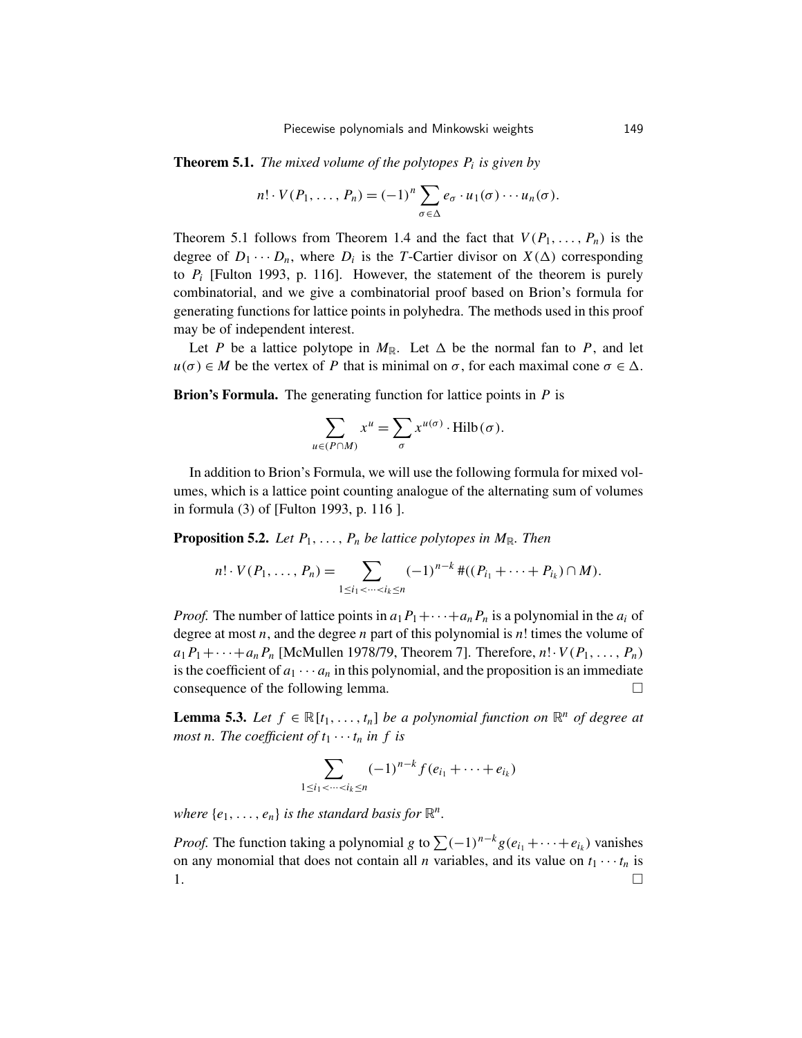**Theorem 5.1.** *The mixed volume of the polytopes $P_i$ is given by*

$$n! \cdot V(P_1, \dots, P_n) = (-1)^n \sum_{\sigma \in \Delta} e_\sigma \cdot u_1(\sigma) \cdots u_n(\sigma).$$

Theorem 5.1 follows from Theorem 1.4 and the fact that $V(P_1, \dots, P_n)$ is the degree of $D_1 \cdots D_n$, where $D_i$ is the $T$-Cartier divisor on $X(\Delta)$ corresponding to $P_i$ [Fulton 1993, p. 116]. However, the statement of the theorem is purely combinatorial, and we give a combinatorial proof based on Brion's formula for generating functions for lattice points in polyhedra. The methods used in this proof may be of independent interest.

Let $P$ be a lattice polytope in $M_{\mathbb{R}}$. Let $\Delta$ be the normal fan to $P$, and let $u(\sigma) \in M$ be the vertex of $P$ that is minimal on $\sigma$, for each maximal cone $\sigma \in \Delta$.

**Brion's Formula.** The generating function for lattice points in $P$ is

$$\sum_{u \in (P \cap M)} x^u = \sum_{\sigma} x^{u(\sigma)} \cdot \mathrm{Hilb}(\sigma).$$

In addition to Brion's Formula, we will use the following formula for mixed volumes, which is a lattice point counting analogue of the alternating sum of volumes in formula (3) of [Fulton 1993, p. 116 ].

**Proposition 5.2.** *Let $P_1, \dots, P_n$ be lattice polytopes in $M_{\mathbb{R}}$. Then*

$$n! \cdot V(P_1, \dots, P_n) = \sum_{1 \le i_1 < \cdots < i_k \le n} (-1)^{n-k} \#((P_{i_1} + \cdots + P_{i_k}) \cap M).$$

*Proof.* The number of lattice points in $a_1 P_1 + \cdots + a_n P_n$ is a polynomial in the $a_i$ of degree at most $n$, and the degree $n$ part of this polynomial is $n!$ times the volume of $a_1 P_1 + \cdots + a_n P_n$ [McMullen 1978/79, Theorem 7]. Therefore, $n! \cdot V(P_1, \dots, P_n)$ is the coefficient of $a_1 \cdots a_n$ in this polynomial, and the proposition is an immediate consequence of the following lemma. □

**Lemma 5.3.** *Let $f \in \mathbb{R}[t_1, \dots, t_n]$ be a polynomial function on $\mathbb{R}^n$ of degree at most $n$. The coefficient of $t_1 \cdots t_n$ in $f$ is*

$$\sum_{1 \le i_1 < \cdots < i_k \le n} (-1)^{n-k} f(e_{i_1} + \cdots + e_{i_k})$$

*where $\{e_1, \dots, e_n\}$ is the standard basis for $\mathbb{R}^n$.*

*Proof.* The function taking a polynomial $g$ to $\sum (-1)^{n-k} g(e_{i_1} + \cdots + e_{i_k})$ vanishes on any monomial that does not contain all $n$ variables, and its value on $t_1 \cdots t_n$ is 1. □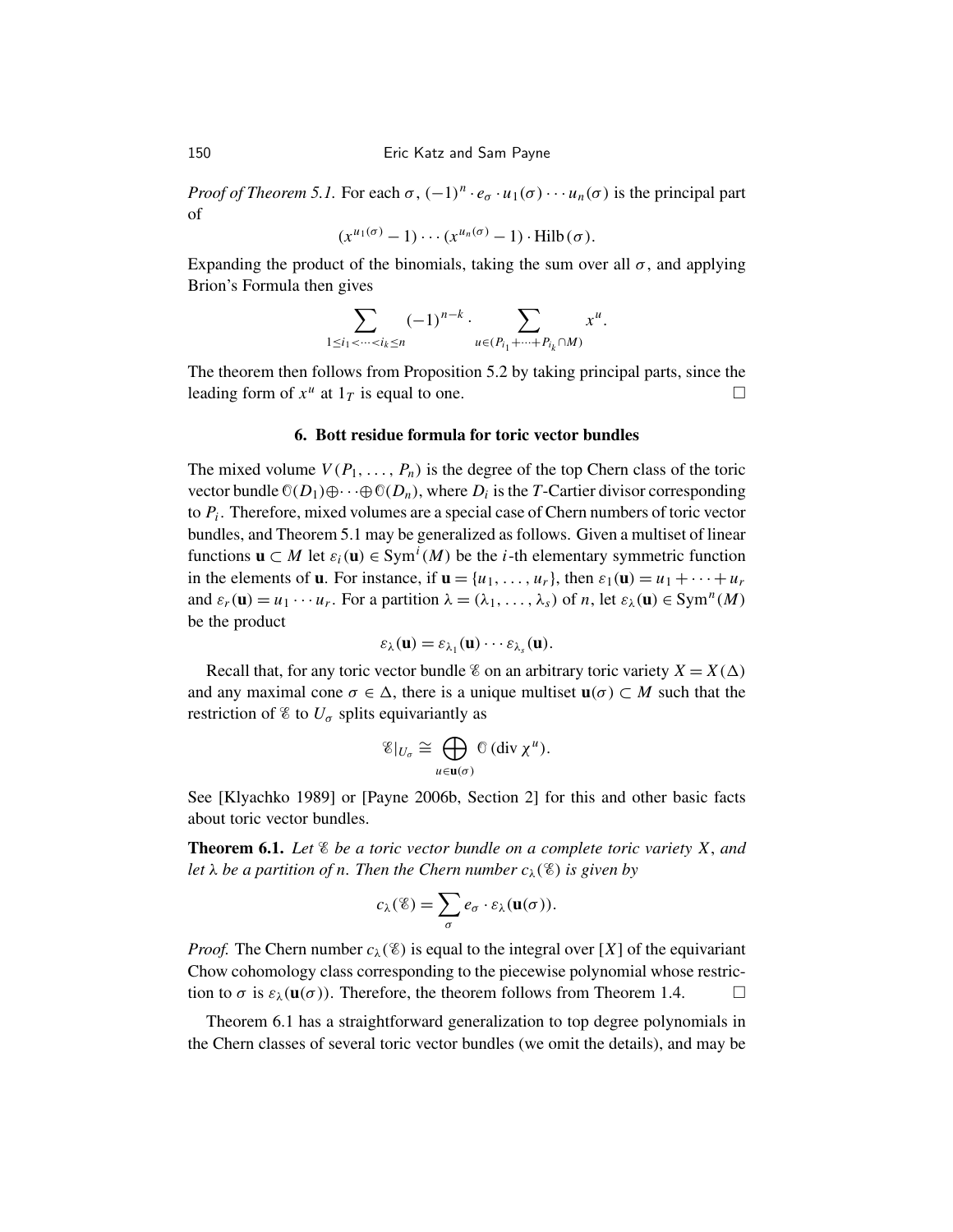*Proof of Theorem 5.1.* For each $\sigma$, $(-1)^n \cdot e_\sigma \cdot u_1(\sigma) \cdots u_n(\sigma)$ is the principal part of

$$(x^{u_1(\sigma)} - 1) \cdots (x^{u_n(\sigma)} - 1) \cdot \mathrm{Hilb}(\sigma).$$

Expanding the product of the binomials, taking the sum over all $\sigma$, and applying Brion's Formula then gives

$$\sum_{1 \le i_1 < \cdots < i_k \le n} (-1)^{n-k} \cdot \sum_{u \in (P_{i_1} + \cdots + P_{i_k} \cap M)} x^u.$$

The theorem then follows from Proposition 5.2 by taking principal parts, since the leading form of $x^u$ at $1_T$ is equal to one. □

## 6. Bott residue formula for toric vector bundles

The mixed volume $V(P_1, \ldots, P_n)$ is the degree of the top Chern class of the toric vector bundle $\mathcal{O}(D_1) \oplus \cdots \oplus \mathcal{O}(D_n)$, where $D_i$ is the $T$-Cartier divisor corresponding to $P_i$. Therefore, mixed volumes are a special case of Chern numbers of toric vector bundles, and Theorem 5.1 may be generalized as follows. Given a multiset of linear functions $\mathbf{u} \subset M$ let $\varepsilon_i(\mathbf{u}) \in \mathrm{Sym}^i(M)$ be the $i$-th elementary symmetric function in the elements of $\mathbf{u}$. For instance, if $\mathbf{u} = \{u_1, \ldots, u_r\}$, then $\varepsilon_1(\mathbf{u}) = u_1 + \cdots + u_r$ and $\varepsilon_r(\mathbf{u}) = u_1 \cdots u_r$. For a partition $\lambda = (\lambda_1, \ldots, \lambda_s)$ of $n$, let $\varepsilon_\lambda(\mathbf{u}) \in \mathrm{Sym}^n(M)$ be the product

$$\varepsilon_\lambda(\mathbf{u}) = \varepsilon_{\lambda_1}(\mathbf{u}) \cdots \varepsilon_{\lambda_s}(\mathbf{u}).$$

Recall that, for any toric vector bundle $\mathcal{E}$ on an arbitrary toric variety $X = X(\Delta)$ and any maximal cone $\sigma \in \Delta$, there is a unique multiset $\mathbf{u}(\sigma) \subset M$ such that the restriction of $\mathcal{E}$ to $U_\sigma$ splits equivariantly as

$$\mathcal{E}|_{U_\sigma} \cong \bigoplus_{u \in \mathbf{u}(\sigma)} \mathcal{O}(\mathrm{div}\, \chi^u).$$

See [Klyachko 1989] or [Payne 2006b, Section 2] for this and other basic facts about toric vector bundles.

**Theorem 6.1.** *Let $\mathcal{E}$ be a toric vector bundle on a complete toric variety $X$, and let $\lambda$ be a partition of $n$. Then the Chern number $c_\lambda(\mathcal{E})$ is given by*

$$c_\lambda(\mathcal{E}) = \sum_\sigma e_\sigma \cdot \varepsilon_\lambda(\mathbf{u}(\sigma)).$$

*Proof.* The Chern number $c_\lambda(\mathcal{E})$ is equal to the integral over $[X]$ of the equivariant Chow cohomology class corresponding to the piecewise polynomial whose restriction to $\sigma$ is $\varepsilon_\lambda(\mathbf{u}(\sigma))$. Therefore, the theorem follows from Theorem 1.4. □

Theorem 6.1 has a straightforward generalization to top degree polynomials in the Chern classes of several toric vector bundles (we omit the details), and may be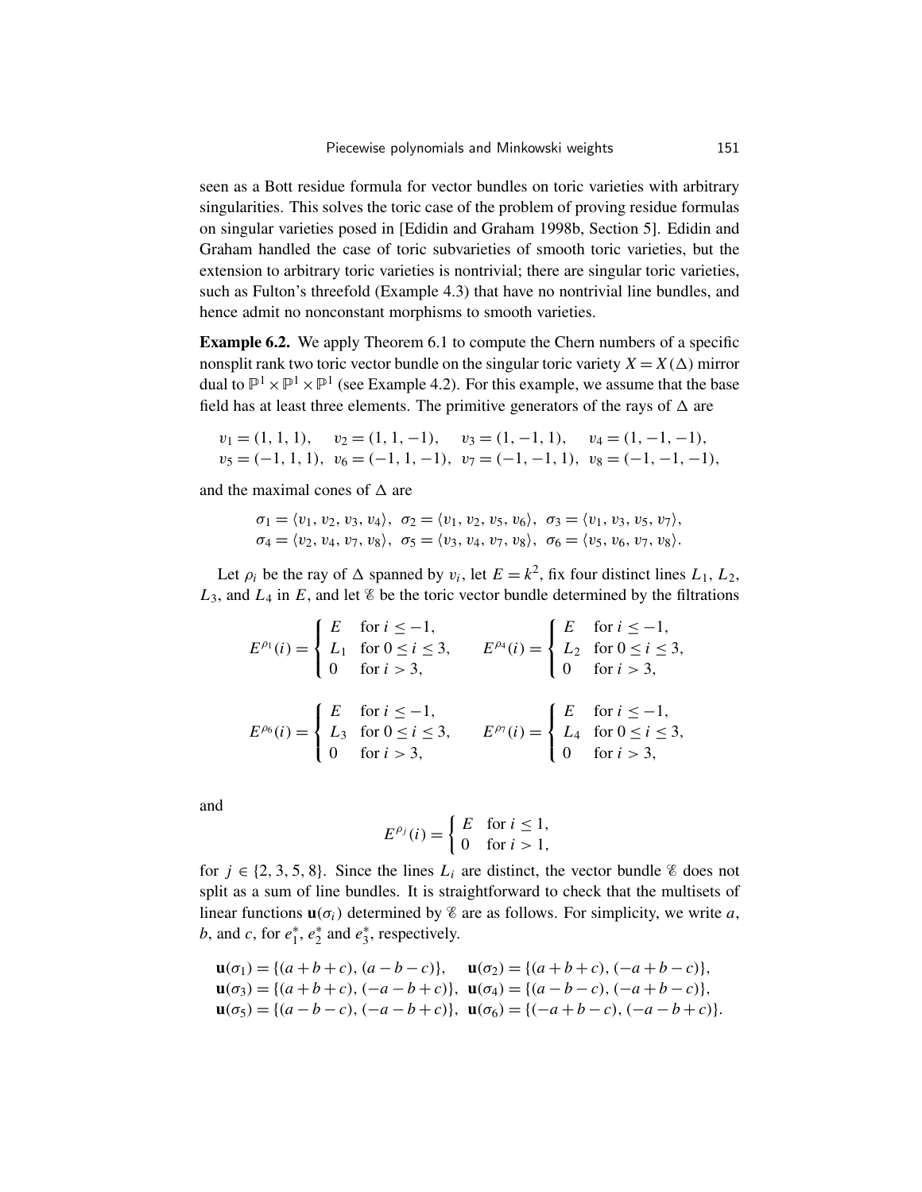seen as a Bott residue formula for vector bundles on toric varieties with arbitrary singularities. This solves the toric case of the problem of proving residue formulas on singular varieties posed in [Edidin and Graham 1998b, Section 5]. Edidin and Graham handled the case of toric subvarieties of smooth toric varieties, but the extension to arbitrary toric varieties is nontrivial; there are singular toric varieties, such as Fulton's threefold (Example 4.3) that have no nontrivial line bundles, and hence admit no nonconstant morphisms to smooth varieties.

**Example 6.2.** We apply Theorem 6.1 to compute the Chern numbers of a specific nonsplit rank two toric vector bundle on the singular toric variety $X = X(\Delta)$ mirror dual to $\mathbb{P}^1 \times \mathbb{P}^1 \times \mathbb{P}^1$ (see Example 4.2). For this example, we assume that the base field has at least three elements. The primitive generators of the rays of $\Delta$ are

$$v_1 = (1, 1, 1), \quad v_2 = (1, 1, -1), \quad v_3 = (1, -1, 1), \quad v_4 = (1, -1, -1),$$
$$v_5 = (-1, 1, 1), \quad v_6 = (-1, 1, -1), \quad v_7 = (-1, -1, 1), \quad v_8 = (-1, -1, -1),$$

and the maximal cones of $\Delta$ are

$$\sigma_1 = \langle v_1, v_2, v_3, v_4 \rangle, \ \sigma_2 = \langle v_1, v_2, v_5, v_6 \rangle, \ \sigma_3 = \langle v_1, v_3, v_5, v_7 \rangle,$$
$$\sigma_4 = \langle v_2, v_4, v_7, v_8 \rangle, \ \sigma_5 = \langle v_3, v_4, v_7, v_8 \rangle, \ \sigma_6 = \langle v_5, v_6, v_7, v_8 \rangle.$$

Let $\rho_i$ be the ray of $\Delta$ spanned by $v_i$, let $E = k^2$, fix four distinct lines $L_1$, $L_2$, $L_3$, and $L_4$ in $E$, and let $\mathscr{E}$ be the toric vector bundle determined by the filtrations

$$E^{\rho_1}(i) = \begin{cases} E & \text{for } i \leq -1, \\ L_1 & \text{for } 0 \leq i \leq 3, \\ 0 & \text{for } i > 3, \end{cases} \qquad E^{\rho_4}(i) = \begin{cases} E & \text{for } i \leq -1, \\ L_2 & \text{for } 0 \leq i \leq 3, \\ 0 & \text{for } i > 3, \end{cases}$$

$$E^{\rho_6}(i) = \begin{cases} E & \text{for } i \leq -1, \\ L_3 & \text{for } 0 \leq i \leq 3, \\ 0 & \text{for } i > 3, \end{cases} \qquad E^{\rho_7}(i) = \begin{cases} E & \text{for } i \leq -1, \\ L_4 & \text{for } 0 \leq i \leq 3, \\ 0 & \text{for } i > 3, \end{cases}$$

and

$$E^{\rho_j}(i) = \begin{cases} E & \text{for } i \leq 1, \\ 0 & \text{for } i > 1, \end{cases}$$

for $j \in \{2, 3, 5, 8\}$. Since the lines $L_i$ are distinct, the vector bundle $\mathscr{E}$ does not split as a sum of line bundles. It is straightforward to check that the multisets of linear functions $\mathbf{u}(\sigma_i)$ determined by $\mathscr{E}$ are as follows. For simplicity, we write $a$, $b$, and $c$, for $e_1^*$, $e_2^*$ and $e_3^*$, respectively.

$$\mathbf{u}(\sigma_1) = \{(a+b+c), (a-b-c)\}, \quad \mathbf{u}(\sigma_2) = \{(a+b+c), (-a+b-c)\},$$
$$\mathbf{u}(\sigma_3) = \{(a+b+c), (-a-b+c)\}, \quad \mathbf{u}(\sigma_4) = \{(a-b-c), (-a+b-c)\},$$
$$\mathbf{u}(\sigma_5) = \{(a-b-c), (-a-b+c)\}, \quad \mathbf{u}(\sigma_6) = \{(-a+b-c), (-a-b+c)\}.$$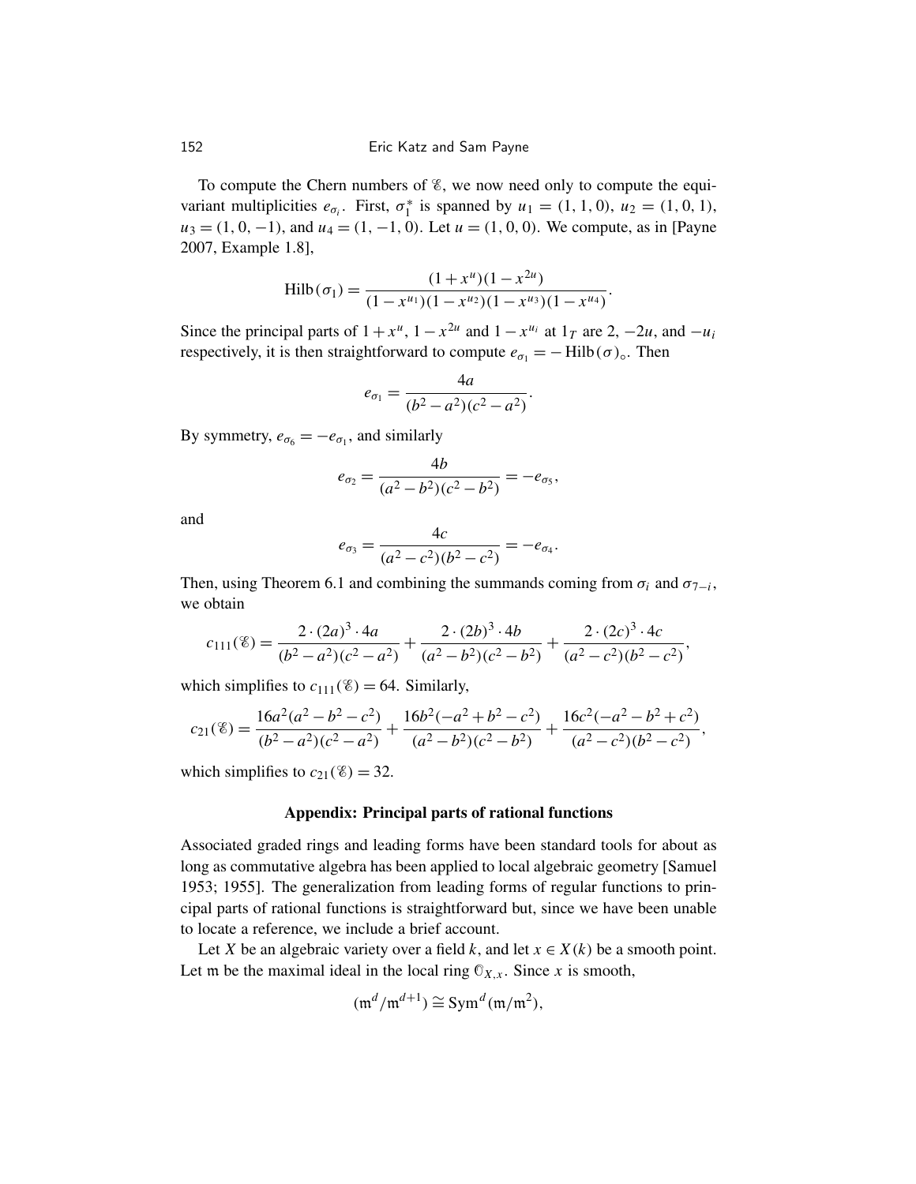To compute the Chern numbers of $\mathscr{E}$, we now need only to compute the equivariant multiplicities $e_{\sigma_i}$. First, $\sigma_1^*$ is spanned by $u_1 = (1, 1, 0)$, $u_2 = (1, 0, 1)$, $u_3 = (1, 0, -1)$, and $u_4 = (1, -1, 0)$. Let $u = (1, 0, 0)$. We compute, as in [Payne 2007, Example 1.8],

$$\operatorname{Hilb}(\sigma_1) = \frac{(1+x^u)(1-x^{2u})}{(1-x^{u_1})(1-x^{u_2})(1-x^{u_3})(1-x^{u_4})}.$$

Since the principal parts of $1+x^u$, $1-x^{2u}$ and $1-x^{u_i}$ at $1_T$ are $2$, $-2u$, and $-u_i$ respectively, it is then straightforward to compute $e_{\sigma_1} = -\operatorname{Hilb}(\sigma)_\circ$. Then

$$e_{\sigma_1} = \frac{4a}{(b^2-a^2)(c^2-a^2)}.$$

By symmetry, $e_{\sigma_6} = -e_{\sigma_1}$, and similarly

$$e_{\sigma_2} = \frac{4b}{(a^2-b^2)(c^2-b^2)} = -e_{\sigma_5},$$

and

$$e_{\sigma_3} = \frac{4c}{(a^2-c^2)(b^2-c^2)} = -e_{\sigma_4}.$$

Then, using Theorem 6.1 and combining the summands coming from $\sigma_i$ and $\sigma_{7-i}$, we obtain

$$c_{111}(\mathscr{E}) = \frac{2\cdot(2a)^3\cdot 4a}{(b^2-a^2)(c^2-a^2)} + \frac{2\cdot(2b)^3\cdot 4b}{(a^2-b^2)(c^2-b^2)} + \frac{2\cdot(2c)^3\cdot 4c}{(a^2-c^2)(b^2-c^2)},$$

which simplifies to $c_{111}(\mathscr{E}) = 64$. Similarly,

$$c_{21}(\mathscr{E}) = \frac{16a^2(a^2-b^2-c^2)}{(b^2-a^2)(c^2-a^2)} + \frac{16b^2(-a^2+b^2-c^2)}{(a^2-b^2)(c^2-b^2)} + \frac{16c^2(-a^2-b^2+c^2)}{(a^2-c^2)(b^2-c^2)},$$

which simplifies to $c_{21}(\mathscr{E}) = 32$.

## Appendix: Principal parts of rational functions

Associated graded rings and leading forms have been standard tools for about as long as commutative algebra has been applied to local algebraic geometry [Samuel 1953; 1955]. The generalization from leading forms of regular functions to principal parts of rational functions is straightforward but, since we have been unable to locate a reference, we include a brief account.

Let $X$ be an algebraic variety over a field $k$, and let $x \in X(k)$ be a smooth point. Let $\mathfrak{m}$ be the maximal ideal in the local ring $\mathbb{O}_{X,x}$. Since $x$ is smooth,

$$(\mathfrak{m}^d/\mathfrak{m}^{d+1}) \cong \operatorname{Sym}^d(\mathfrak{m}/\mathfrak{m}^2),$$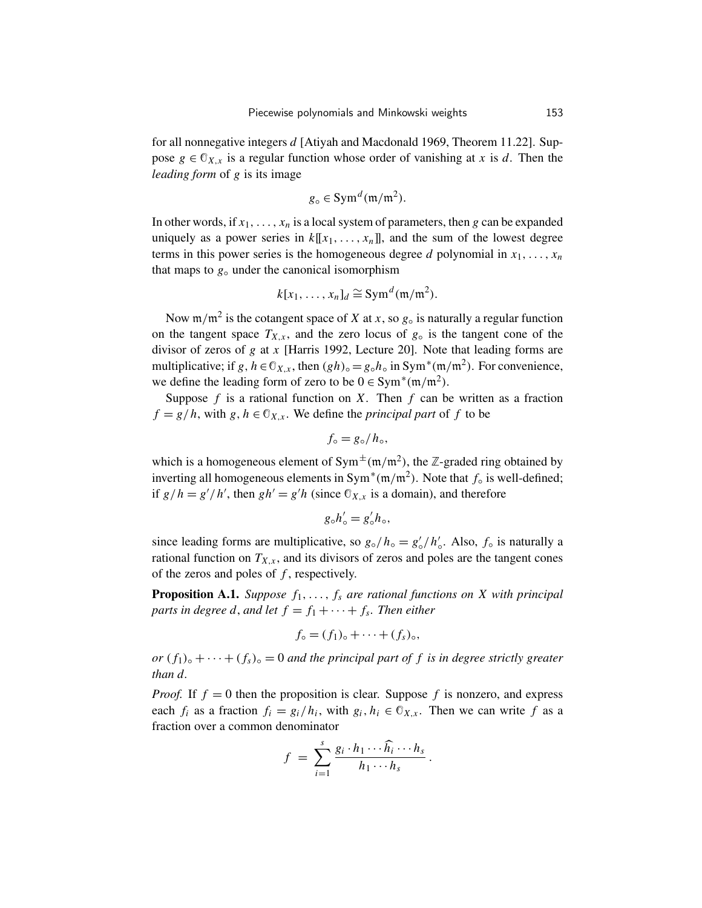for all nonnegative integers $d$ [Atiyah and Macdonald 1969, Theorem 11.22]. Suppose $g \in \mathcal{O}_{X,x}$ is a regular function whose order of vanishing at $x$ is $d$. Then the *leading form* of $g$ is its image

$$g_\circ \in \operatorname{Sym}^d(\mathfrak{m}/\mathfrak{m}^2).$$

In other words, if $x_1, \ldots, x_n$ is a local system of parameters, then $g$ can be expanded uniquely as a power series in $k[[x_1, \ldots, x_n]]$, and the sum of the lowest degree terms in this power series is the homogeneous degree $d$ polynomial in $x_1, \ldots, x_n$ that maps to $g_\circ$ under the canonical isomorphism

$$k[x_1, \ldots, x_n]_d \cong \operatorname{Sym}^d(\mathfrak{m}/\mathfrak{m}^2).$$

Now $\mathfrak{m}/\mathfrak{m}^2$ is the cotangent space of $X$ at $x$, so $g_\circ$ is naturally a regular function on the tangent space $T_{X,x}$, and the zero locus of $g_\circ$ is the tangent cone of the divisor of zeros of $g$ at $x$ [Harris 1992, Lecture 20]. Note that leading forms are multiplicative; if $g, h \in \mathcal{O}_{X,x}$, then $(gh)_\circ = g_\circ h_\circ$ in $\operatorname{Sym}^*(\mathfrak{m}/\mathfrak{m}^2)$. For convenience, we define the leading form of zero to be $0 \in \operatorname{Sym}^*(\mathfrak{m}/\mathfrak{m}^2)$.

Suppose $f$ is a rational function on $X$. Then $f$ can be written as a fraction $f = g/h$, with $g, h \in \mathcal{O}_{X,x}$. We define the *principal part* of $f$ to be

$$f_\circ = g_\circ / h_\circ,$$

which is a homogeneous element of $\operatorname{Sym}^\pm(\mathfrak{m}/\mathfrak{m}^2)$, the $\mathbb{Z}$-graded ring obtained by inverting all homogeneous elements in $\operatorname{Sym}^*(\mathfrak{m}/\mathfrak{m}^2)$. Note that $f_\circ$ is well-defined; if $g/h = g'/h'$, then $gh' = g'h$ (since $\mathcal{O}_{X,x}$ is a domain), and therefore

$$g_\circ h'_\circ = g'_\circ h_\circ,$$

since leading forms are multiplicative, so $g_\circ/h_\circ = g'_\circ/h'_\circ$. Also, $f_\circ$ is naturally a rational function on $T_{X,x}$, and its divisors of zeros and poles are the tangent cones of the zeros and poles of $f$, respectively.

**Proposition A.1.** *Suppose $f_1, \ldots, f_s$ are rational functions on $X$ with principal parts in degree $d$, and let $f = f_1 + \cdots + f_s$. Then either*

$$f_\circ = (f_1)_\circ + \cdots + (f_s)_\circ,$$

*or $(f_1)_\circ + \cdots + (f_s)_\circ = 0$ and the principal part of $f$ is in degree strictly greater than $d$.*

*Proof.* If $f = 0$ then the proposition is clear. Suppose $f$ is nonzero, and express each $f_i$ as a fraction $f_i = g_i/h_i$, with $g_i, h_i \in \mathcal{O}_{X,x}$. Then we can write $f$ as a fraction over a common denominator

$$f = \sum_{i=1}^{s} \frac{g_i \cdot h_1 \cdots \widehat{h_i} \cdots h_s}{h_1 \cdots h_s}.$$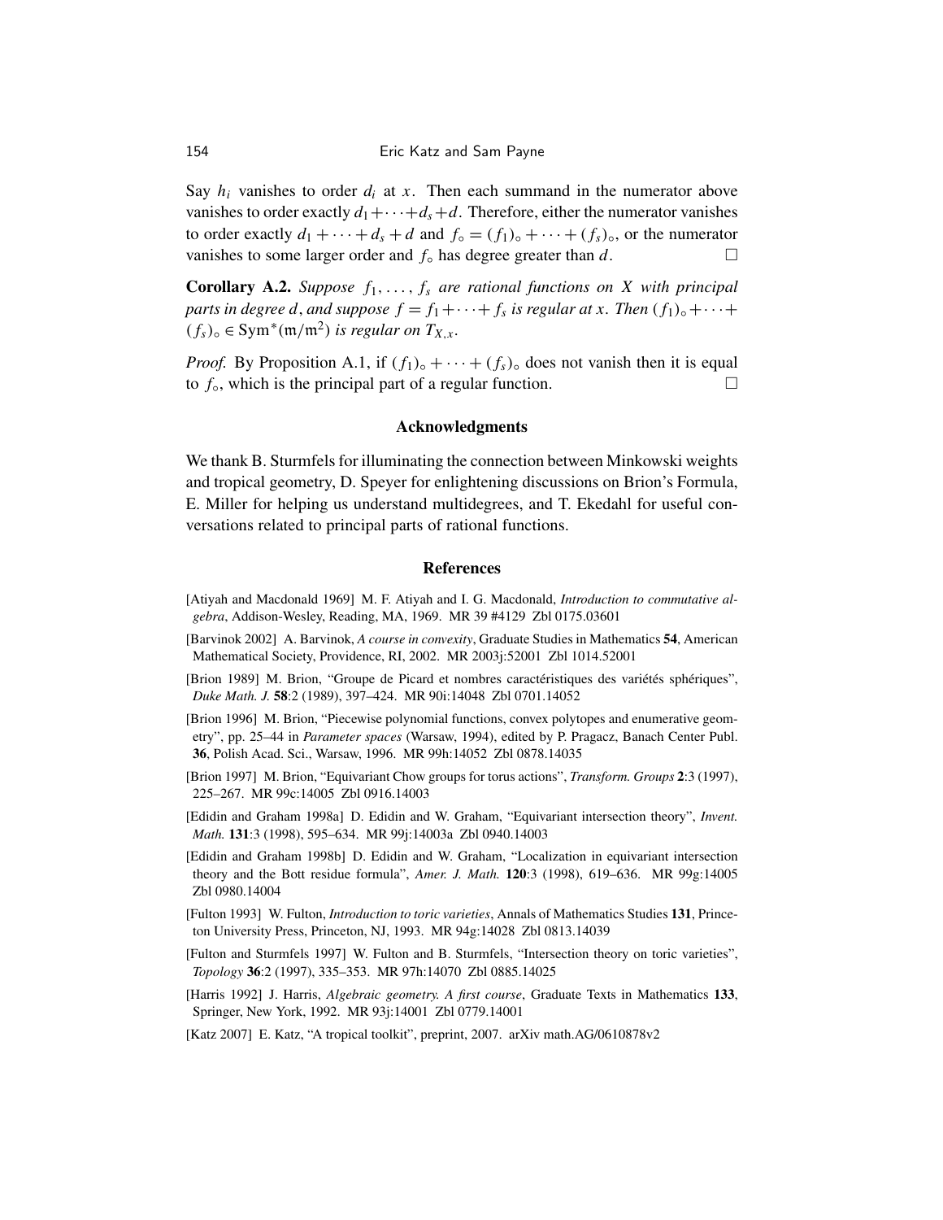Say $h_i$ vanishes to order $d_i$ at $x$. Then each summand in the numerator above vanishes to order exactly $d_1+\cdots+d_s+d$. Therefore, either the numerator vanishes to order exactly $d_1+\cdots+d_s+d$ and $f_\circ = (f_1)_\circ + \cdots + (f_s)_\circ$, or the numerator vanishes to some larger order and $f_\circ$ has degree greater than $d$. □

**Corollary A.2.** *Suppose $f_1, \ldots, f_s$ are rational functions on $X$ with principal parts in degree $d$, and suppose $f = f_1+\cdots+f_s$ is regular at $x$. Then $(f_1)_\circ+\cdots+(f_s)_\circ \in \operatorname{Sym}^*(\mathfrak{m}/\mathfrak{m}^2)$ is regular on $T_{X,x}$.*

*Proof.* By Proposition A.1, if $(f_1)_\circ+\cdots+(f_s)_\circ$ does not vanish then it is equal to $f_\circ$, which is the principal part of a regular function. □

## Acknowledgments

We thank B. Sturmfels for illuminating the connection between Minkowski weights and tropical geometry, D. Speyer for enlightening discussions on Brion's Formula, E. Miller for helping us understand multidegrees, and T. Ekedahl for useful conversations related to principal parts of rational functions.

## References

[Atiyah and Macdonald 1969] M. F. Atiyah and I. G. Macdonald, *Introduction to commutative algebra*, Addison-Wesley, Reading, MA, 1969. MR 39 #4129 Zbl 0175.03601

[Barvinok 2002] A. Barvinok, *A course in convexity*, Graduate Studies in Mathematics **54**, American Mathematical Society, Providence, RI, 2002. MR 2003j:52001 Zbl 1014.52001

[Brion 1989] M. Brion, "Groupe de Picard et nombres caractéristiques des variétés sphériques", *Duke Math. J.* **58**:2 (1989), 397–424. MR 90i:14048 Zbl 0701.14052

[Brion 1996] M. Brion, "Piecewise polynomial functions, convex polytopes and enumerative geometry", pp. 25–44 in *Parameter spaces* (Warsaw, 1994), edited by P. Pragacz, Banach Center Publ. **36**, Polish Acad. Sci., Warsaw, 1996. MR 99h:14052 Zbl 0878.14035

[Brion 1997] M. Brion, "Equivariant Chow groups for torus actions", *Transform. Groups* **2**:3 (1997), 225–267. MR 99c:14005 Zbl 0916.14003

[Edidin and Graham 1998a] D. Edidin and W. Graham, "Equivariant intersection theory", *Invent. Math.* **131**:3 (1998), 595–634. MR 99j:14003a Zbl 0940.14003

[Edidin and Graham 1998b] D. Edidin and W. Graham, "Localization in equivariant intersection theory and the Bott residue formula", *Amer. J. Math.* **120**:3 (1998), 619–636. MR 99g:14005 Zbl 0980.14004

[Fulton 1993] W. Fulton, *Introduction to toric varieties*, Annals of Mathematics Studies **131**, Princeton University Press, Princeton, NJ, 1993. MR 94g:14028 Zbl 0813.14039

[Fulton and Sturmfels 1997] W. Fulton and B. Sturmfels, "Intersection theory on toric varieties", *Topology* **36**:2 (1997), 335–353. MR 97h:14070 Zbl 0885.14025

[Harris 1992] J. Harris, *Algebraic geometry. A first course*, Graduate Texts in Mathematics **133**, Springer, New York, 1992. MR 93j:14001 Zbl 0779.14001

[Katz 2007] E. Katz, "A tropical toolkit", preprint, 2007. arXiv math.AG/0610878v2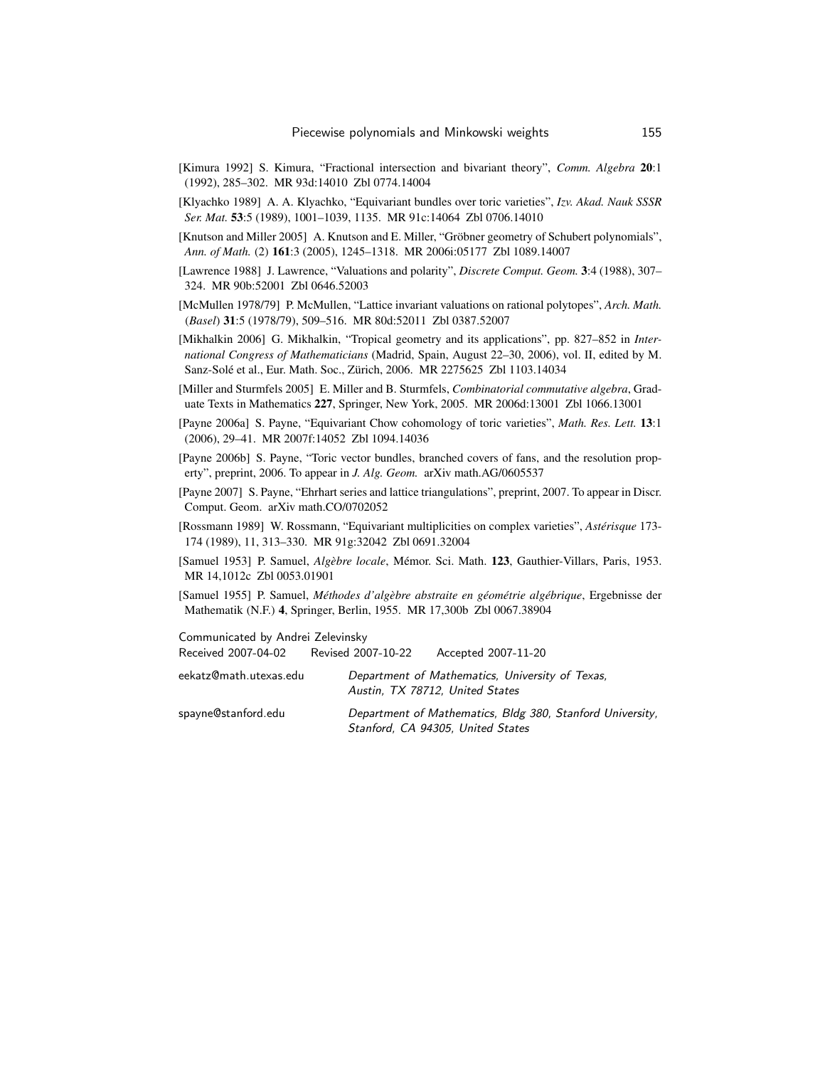[Kimura 1992] S. Kimura, "Fractional intersection and bivariant theory", *Comm. Algebra* **20**:1 (1992), 285–302. MR 93d:14010 Zbl 0774.14004

[Klyachko 1989] A. A. Klyachko, "Equivariant bundles over toric varieties", *Izv. Akad. Nauk SSSR Ser. Mat.* **53**:5 (1989), 1001–1039, 1135. MR 91c:14064 Zbl 0706.14010

[Knutson and Miller 2005] A. Knutson and E. Miller, "Gröbner geometry of Schubert polynomials", *Ann. of Math.* (2) **161**:3 (2005), 1245–1318. MR 2006i:05177 Zbl 1089.14007

[Lawrence 1988] J. Lawrence, "Valuations and polarity", *Discrete Comput. Geom.* **3**:4 (1988), 307–324. MR 90b:52001 Zbl 0646.52003

[McMullen 1978/79] P. McMullen, "Lattice invariant valuations on rational polytopes", *Arch. Math. (Basel)* **31**:5 (1978/79), 509–516. MR 80d:52011 Zbl 0387.52007

[Mikhalkin 2006] G. Mikhalkin, "Tropical geometry and its applications", pp. 827–852 in *International Congress of Mathematicians* (Madrid, Spain, August 22–30, 2006), vol. II, edited by M. Sanz-Solé et al., Eur. Math. Soc., Zürich, 2006. MR 2275625 Zbl 1103.14034

[Miller and Sturmfels 2005] E. Miller and B. Sturmfels, *Combinatorial commutative algebra*, Graduate Texts in Mathematics **227**, Springer, New York, 2005. MR 2006d:13001 Zbl 1066.13001

[Payne 2006a] S. Payne, "Equivariant Chow cohomology of toric varieties", *Math. Res. Lett.* **13**:1 (2006), 29–41. MR 2007f:14052 Zbl 1094.14036

[Payne 2006b] S. Payne, "Toric vector bundles, branched covers of fans, and the resolution property", preprint, 2006. To appear in *J. Alg. Geom.* arXiv math.AG/0605537

[Payne 2007] S. Payne, "Ehrhart series and lattice triangulations", preprint, 2007. To appear in Discr. Comput. Geom. arXiv math.CO/0702052

[Rossmann 1989] W. Rossmann, "Equivariant multiplicities on complex varieties", *Astérisque* 173-174 (1989), 11, 313–330. MR 91g:32042 Zbl 0691.32004

[Samuel 1953] P. Samuel, *Algèbre locale*, Mémor. Sci. Math. **123**, Gauthier-Villars, Paris, 1953. MR 14,1012c Zbl 0053.01901

[Samuel 1955] P. Samuel, *Méthodes d'algèbre abstraite en géométrie algébrique*, Ergebnisse der Mathematik (N.F.) **4**, Springer, Berlin, 1955. MR 17,300b Zbl 0067.38904

Communicated by Andrei Zelevinsky

Received 2007-04-02 Revised 2007-10-22 Accepted 2007-11-20

eekatz@math.utexas.edu *Department of Mathematics, University of Texas, Austin, TX 78712, United States*

spayne@stanford.edu *Department of Mathematics, Bldg 380, Stanford University, Stanford, CA 94305, United States*